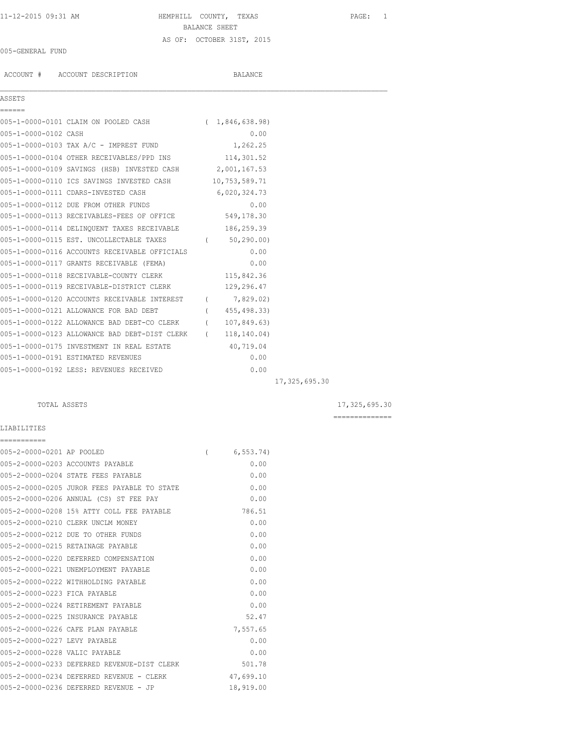HEMPHILL COUNTY, TEXAS

BALANCE SHEET

AS OF: OCTOBER 31ST, 2015

005-GENERAL FUND

| ACCOUNT # | ACCOUNT DESCRIPTION | BALANCE | | |
|---|---|---|---|---|
| **ASSETS** | | | | |
| 005-1-0000-0101 | CLAIM ON POOLED CASH | ( 1,846,638.98) | | |
| 005-1-0000-0102 | CASH | 0.00 | | |
| 005-1-0000-0103 | TAX A/C - IMPREST FUND | 1,262.25 | | |
| 005-1-0000-0104 | OTHER RECEIVABLES/PPD INS | 114,301.52 | | |
| 005-1-0000-0109 | SAVINGS (HSB) INVESTED CASH | 2,001,167.53 | | |
| 005-1-0000-0110 | ICS SAVINGS INVESTED CASH | 10,753,589.71 | | |
| 005-1-0000-0111 | CDARS-INVESTED CASH | 6,020,324.73 | | |
| 005-1-0000-0112 | DUE FROM OTHER FUNDS | 0.00 | | |
| 005-1-0000-0113 | RECEIVABLES-FEES OF OFFICE | 549,178.30 | | |
| 005-1-0000-0114 | DELINQUENT TAXES RECEIVABLE | 186,259.39 | | |
| 005-1-0000-0115 | EST. UNCOLLECTABLE TAXES | ( 50,290.00) | | |
| 005-1-0000-0116 | ACCOUNTS RECEIVABLE OFFICIALS | 0.00 | | |
| 005-1-0000-0117 | GRANTS RECEIVABLE (FEMA) | 0.00 | | |
| 005-1-0000-0118 | RECEIVABLE-COUNTY CLERK | 115,842.36 | | |
| 005-1-0000-0119 | RECEIVABLE-DISTRICT CLERK | 129,296.47 | | |
| 005-1-0000-0120 | ACCOUNTS RECEIVABLE INTEREST | ( 7,829.02) | | |
| 005-1-0000-0121 | ALLOWANCE FOR BAD DEBT | ( 455,498.33) | | |
| 005-1-0000-0122 | ALLOWANCE BAD DEBT-CO CLERK | ( 107,849.63) | | |
| 005-1-0000-0123 | ALLOWANCE BAD DEBT-DIST CLERK | ( 118,140.04) | | |
| 005-1-0000-0175 | INVESTMENT IN REAL ESTATE | 40,719.04 | | |
| 005-1-0000-0191 | ESTIMATED REVENUES | 0.00 | | |
| 005-1-0000-0192 | LESS: REVENUES RECEIVED | 0.00 | | |
| | | | 17,325,695.30 | |
| | TOTAL ASSETS | | | 17,325,695.30 |
| **LIABILITIES** | | | | |
| 005-2-0000-0201 | AP POOLED | ( 6,553.74) | | |
| 005-2-0000-0203 | ACCOUNTS PAYABLE | 0.00 | | |
| 005-2-0000-0204 | STATE FEES PAYABLE | 0.00 | | |
| 005-2-0000-0205 | JUROR FEES PAYABLE TO STATE | 0.00 | | |
| 005-2-0000-0206 | ANNUAL (CS) ST FEE PAY | 0.00 | | |
| 005-2-0000-0208 | 15% ATTY COLL FEE PAYABLE | 786.51 | | |
| 005-2-0000-0210 | CLERK UNCLM MONEY | 0.00 | | |
| 005-2-0000-0212 | DUE TO OTHER FUNDS | 0.00 | | |
| 005-2-0000-0215 | RETAINAGE PAYABLE | 0.00 | | |
| 005-2-0000-0220 | DEFERRED COMPENSATION | 0.00 | | |
| 005-2-0000-0221 | UNEMPLOYMENT PAYABLE | 0.00 | | |
| 005-2-0000-0222 | WITHHOLDING PAYABLE | 0.00 | | |
| 005-2-0000-0223 | FICA PAYABLE | 0.00 | | |
| 005-2-0000-0224 | RETIREMENT PAYABLE | 0.00 | | |
| 005-2-0000-0225 | INSURANCE PAYABLE | 52.47 | | |
| 005-2-0000-0226 | CAFE PLAN PAYABLE | 7,557.65 | | |
| 005-2-0000-0227 | LEVY PAYABLE | 0.00 | | |
| 005-2-0000-0228 | VALIC PAYABLE | 0.00 | | |
| 005-2-0000-0233 | DEFERRED REVENUE-DIST CLERK | 501.78 | | |
| 005-2-0000-0234 | DEFERRED REVENUE - CLERK | 47,699.10 | | |
| 005-2-0000-0236 | DEFERRED REVENUE - JP | 18,919.00 | | |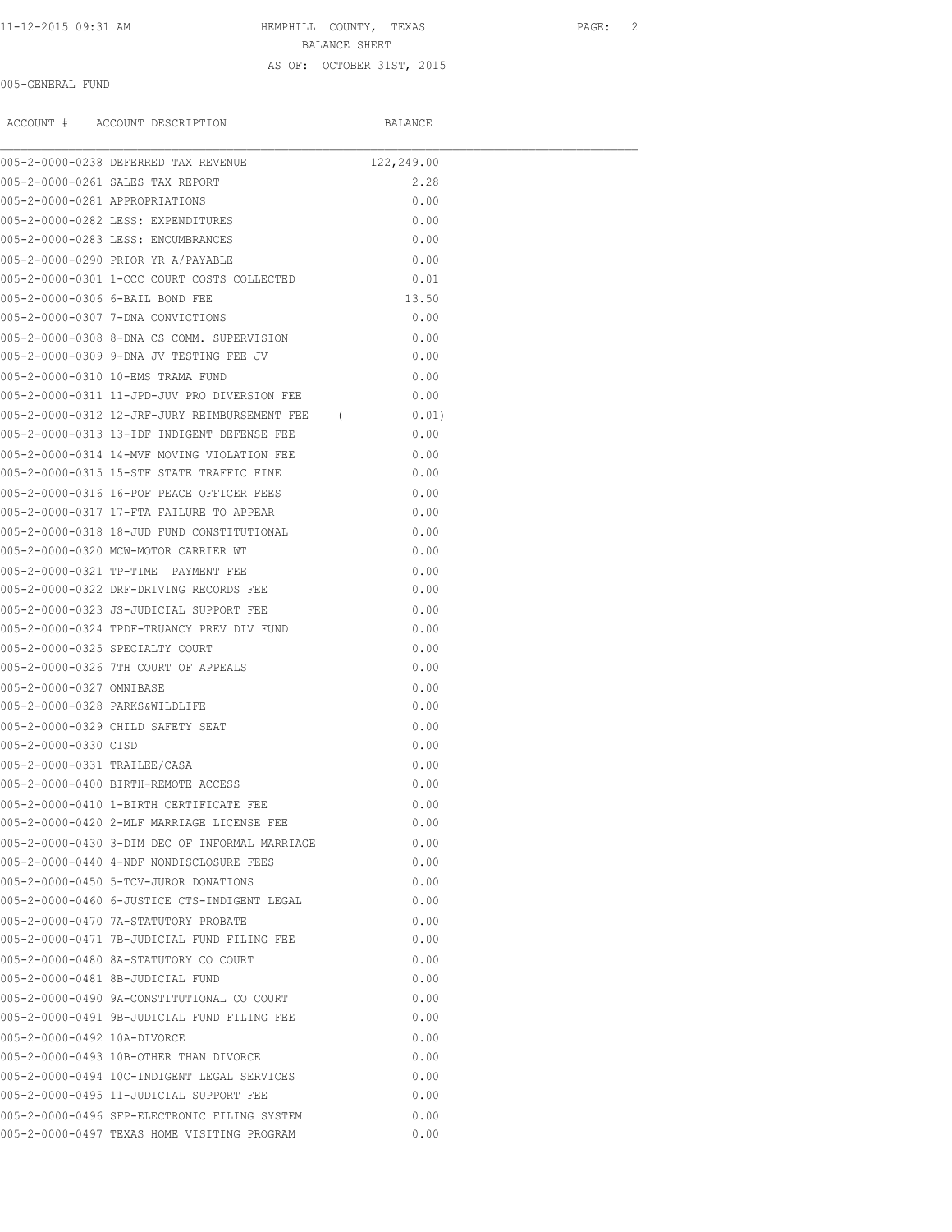HEMPHILL COUNTY, TEXAS

BALANCE SHEET

AS OF: OCTOBER 31ST, 2015

005-GENERAL FUND

| ACCOUNT # | ACCOUNT DESCRIPTION | BALANCE |
|---|---|---|
| 005-2-0000-0238 | DEFERRED TAX REVENUE | 122,249.00 |
| 005-2-0000-0261 | SALES TAX REPORT | 2.28 |
| 005-2-0000-0281 | APPROPRIATIONS | 0.00 |
| 005-2-0000-0282 | LESS: EXPENDITURES | 0.00 |
| 005-2-0000-0283 | LESS: ENCUMBRANCES | 0.00 |
| 005-2-0000-0290 | PRIOR YR A/PAYABLE | 0.00 |
| 005-2-0000-0301 | 1-CCC COURT COSTS COLLECTED | 0.01 |
| 005-2-0000-0306 | 6-BAIL BOND FEE | 13.50 |
| 005-2-0000-0307 | 7-DNA CONVICTIONS | 0.00 |
| 005-2-0000-0308 | 8-DNA CS COMM. SUPERVISION | 0.00 |
| 005-2-0000-0309 | 9-DNA JV TESTING FEE JV | 0.00 |
| 005-2-0000-0310 | 10-EMS TRAMA FUND | 0.00 |
| 005-2-0000-0311 | 11-JPD-JUV PRO DIVERSION FEE | 0.00 |
| 005-2-0000-0312 | 12-JRF-JURY REIMBURSEMENT FEE | ( 0.01) |
| 005-2-0000-0313 | 13-IDF INDIGENT DEFENSE FEE | 0.00 |
| 005-2-0000-0314 | 14-MVF MOVING VIOLATION FEE | 0.00 |
| 005-2-0000-0315 | 15-STF STATE TRAFFIC FINE | 0.00 |
| 005-2-0000-0316 | 16-POF PEACE OFFICER FEES | 0.00 |
| 005-2-0000-0317 | 17-FTA FAILURE TO APPEAR | 0.00 |
| 005-2-0000-0318 | 18-JUD FUND CONSTITUTIONAL | 0.00 |
| 005-2-0000-0320 | MCW-MOTOR CARRIER WT | 0.00 |
| 005-2-0000-0321 | TP-TIME PAYMENT FEE | 0.00 |
| 005-2-0000-0322 | DRF-DRIVING RECORDS FEE | 0.00 |
| 005-2-0000-0323 | JS-JUDICIAL SUPPORT FEE | 0.00 |
| 005-2-0000-0324 | TPDF-TRUANCY PREV DIV FUND | 0.00 |
| 005-2-0000-0325 | SPECIALTY COURT | 0.00 |
| 005-2-0000-0326 | 7TH COURT OF APPEALS | 0.00 |
| 005-2-0000-0327 | OMNIBASE | 0.00 |
| 005-2-0000-0328 | PARKS&WILDLIFE | 0.00 |
| 005-2-0000-0329 | CHILD SAFETY SEAT | 0.00 |
| 005-2-0000-0330 | CISD | 0.00 |
| 005-2-0000-0331 | TRAILEE/CASA | 0.00 |
| 005-2-0000-0400 | BIRTH-REMOTE ACCESS | 0.00 |
| 005-2-0000-0410 | 1-BIRTH CERTIFICATE FEE | 0.00 |
| 005-2-0000-0420 | 2-MLF MARRIAGE LICENSE FEE | 0.00 |
| 005-2-0000-0430 | 3-DIM DEC OF INFORMAL MARRIAGE | 0.00 |
| 005-2-0000-0440 | 4-NDF NONDISCLOSURE FEES | 0.00 |
| 005-2-0000-0450 | 5-TCV-JUROR DONATIONS | 0.00 |
| 005-2-0000-0460 | 6-JUSTICE CTS-INDIGENT LEGAL | 0.00 |
| 005-2-0000-0470 | 7A-STATUTORY PROBATE | 0.00 |
| 005-2-0000-0471 | 7B-JUDICIAL FUND FILING FEE | 0.00 |
| 005-2-0000-0480 | 8A-STATUTORY CO COURT | 0.00 |
| 005-2-0000-0481 | 8B-JUDICIAL FUND | 0.00 |
| 005-2-0000-0490 | 9A-CONSTITUTIONAL CO COURT | 0.00 |
| 005-2-0000-0491 | 9B-JUDICIAL FUND FILING FEE | 0.00 |
| 005-2-0000-0492 | 10A-DIVORCE | 0.00 |
| 005-2-0000-0493 | 10B-OTHER THAN DIVORCE | 0.00 |
| 005-2-0000-0494 | 10C-INDIGENT LEGAL SERVICES | 0.00 |
| 005-2-0000-0495 | 11-JUDICIAL SUPPORT FEE | 0.00 |
| 005-2-0000-0496 | SFP-ELECTRONIC FILING SYSTEM | 0.00 |
| 005-2-0000-0497 | TEXAS HOME VISITING PROGRAM | 0.00 |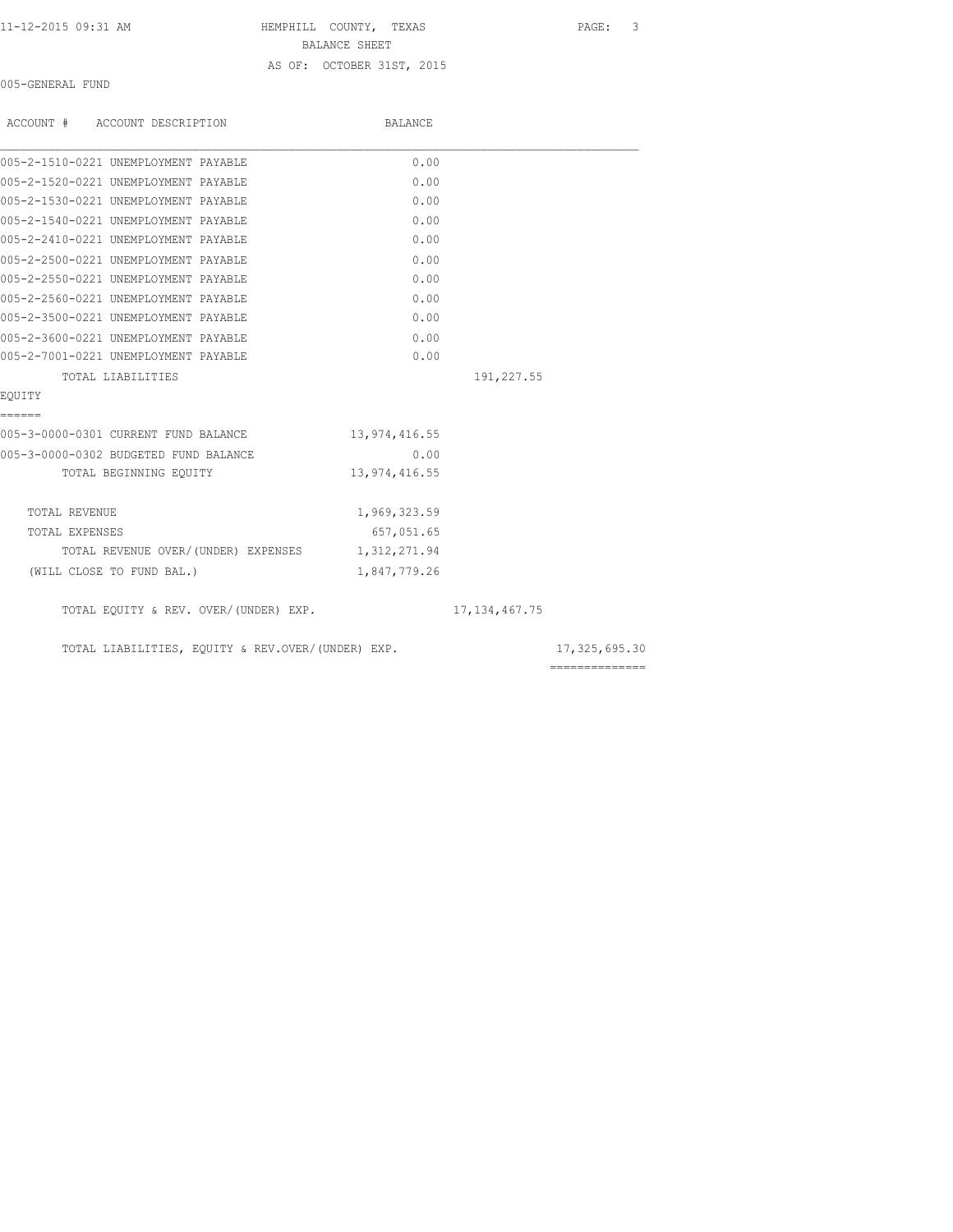HEMPHILL COUNTY, TEXAS

BALANCE SHEET

AS OF: OCTOBER 31ST, 2015

005-GENERAL FUND

| ACCOUNT # ACCOUNT DESCRIPTION | BALANCE | | |
|---|---|---|---|
| 005-2-1510-0221 UNEMPLOYMENT PAYABLE | 0.00 | | |
| 005-2-1520-0221 UNEMPLOYMENT PAYABLE | 0.00 | | |
| 005-2-1530-0221 UNEMPLOYMENT PAYABLE | 0.00 | | |
| 005-2-1540-0221 UNEMPLOYMENT PAYABLE | 0.00 | | |
| 005-2-2410-0221 UNEMPLOYMENT PAYABLE | 0.00 | | |
| 005-2-2500-0221 UNEMPLOYMENT PAYABLE | 0.00 | | |
| 005-2-2550-0221 UNEMPLOYMENT PAYABLE | 0.00 | | |
| 005-2-2560-0221 UNEMPLOYMENT PAYABLE | 0.00 | | |
| 005-2-3500-0221 UNEMPLOYMENT PAYABLE | 0.00 | | |
| 005-2-3600-0221 UNEMPLOYMENT PAYABLE | 0.00 | | |
| 005-2-7001-0221 UNEMPLOYMENT PAYABLE | 0.00 | | |
| TOTAL LIABILITIES | | 191,227.55 | |
| **EQUITY** | | | |
| 005-3-0000-0301 CURRENT FUND BALANCE | 13,974,416.55 | | |
| 005-3-0000-0302 BUDGETED FUND BALANCE | 0.00 | | |
| TOTAL BEGINNING EQUITY | 13,974,416.55 | | |
| TOTAL REVENUE | 1,969,323.59 | | |
| TOTAL EXPENSES | 657,051.65 | | |
| TOTAL REVENUE OVER/(UNDER) EXPENSES | 1,312,271.94 | | |
| (WILL CLOSE TO FUND BAL.) | 1,847,779.26 | | |
| TOTAL EQUITY & REV. OVER/(UNDER) EXP. | | 17,134,467.75 | |
| TOTAL LIABILITIES, EQUITY & REV.OVER/(UNDER) EXP. | | | 17,325,695.30 |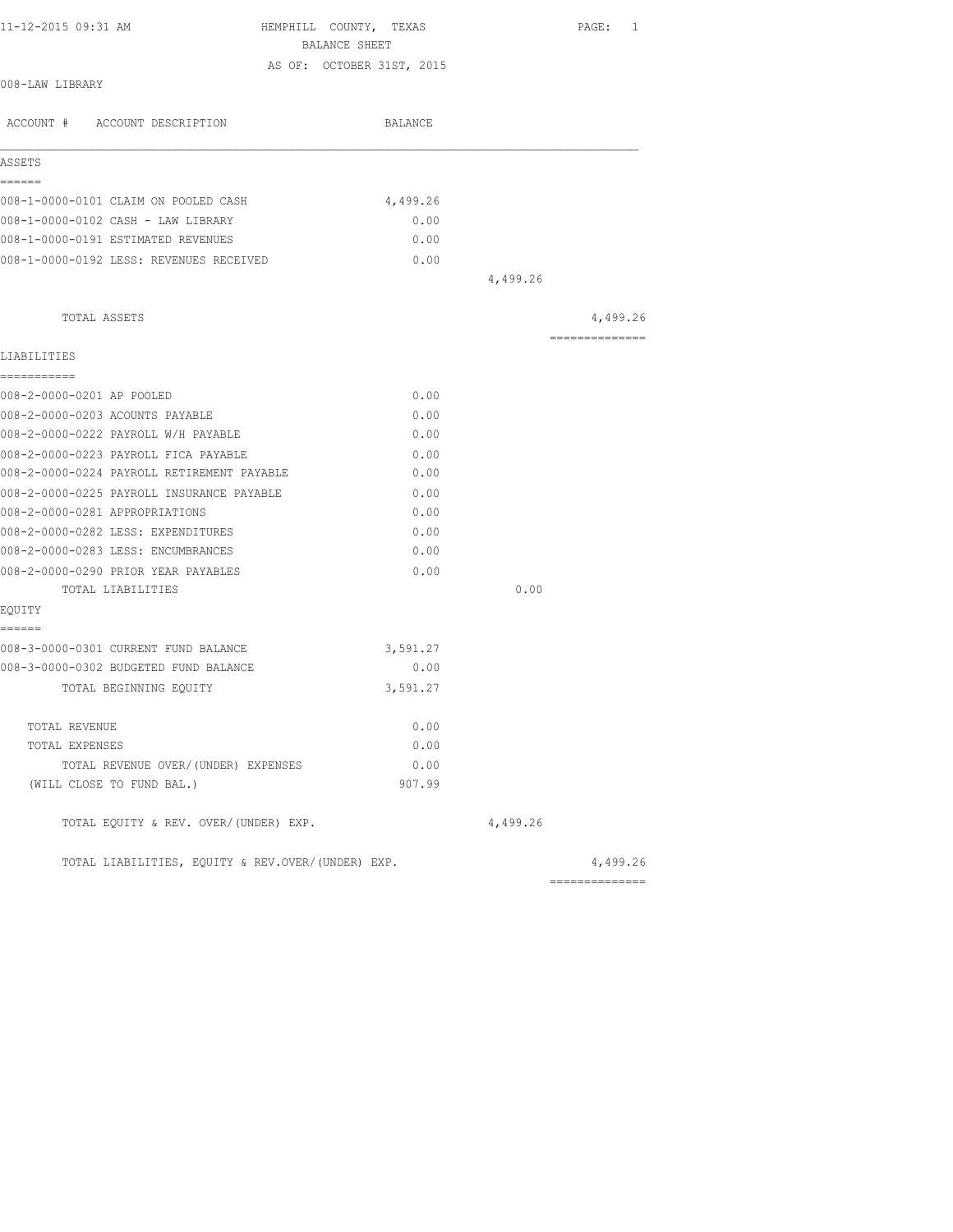11-12-2015 09:31 AM

# HEMPHILL COUNTY, TEXAS
## BALANCE SHEET
### AS OF: OCTOBER 31ST, 2015

008-LAW LIBRARY

| ACCOUNT # ACCOUNT DESCRIPTION | BALANCE | | |
|---|---|---|---|
| **ASSETS** | | | |
| 008-1-0000-0101 CLAIM ON POOLED CASH | 4,499.26 | | |
| 008-1-0000-0102 CASH - LAW LIBRARY | 0.00 | | |
| 008-1-0000-0191 ESTIMATED REVENUES | 0.00 | | |
| 008-1-0000-0192 LESS: REVENUES RECEIVED | 0.00 | | |
| | | 4,499.26 | |
| TOTAL ASSETS | | | 4,499.26 |
| **LIABILITIES** | | | |
| 008-2-0000-0201 AP POOLED | 0.00 | | |
| 008-2-0000-0203 ACOUNTS PAYABLE | 0.00 | | |
| 008-2-0000-0222 PAYROLL W/H PAYABLE | 0.00 | | |
| 008-2-0000-0223 PAYROLL FICA PAYABLE | 0.00 | | |
| 008-2-0000-0224 PAYROLL RETIREMENT PAYABLE | 0.00 | | |
| 008-2-0000-0225 PAYROLL INSURANCE PAYABLE | 0.00 | | |
| 008-2-0000-0281 APPROPRIATIONS | 0.00 | | |
| 008-2-0000-0282 LESS: EXPENDITURES | 0.00 | | |
| 008-2-0000-0283 LESS: ENCUMBRANCES | 0.00 | | |
| 008-2-0000-0290 PRIOR YEAR PAYABLES | 0.00 | | |
| TOTAL LIABILITIES | | 0.00 | |
| **EQUITY** | | | |
| 008-3-0000-0301 CURRENT FUND BALANCE | 3,591.27 | | |
| 008-3-0000-0302 BUDGETED FUND BALANCE | 0.00 | | |
| TOTAL BEGINNING EQUITY | 3,591.27 | | |
| TOTAL REVENUE | 0.00 | | |
| TOTAL EXPENSES | 0.00 | | |
| TOTAL REVENUE OVER/(UNDER) EXPENSES | 0.00 | | |
| (WILL CLOSE TO FUND BAL.) | 907.99 | | |
| TOTAL EQUITY & REV. OVER/(UNDER) EXP. | | 4,499.26 | |
| TOTAL LIABILITIES, EQUITY & REV.OVER/(UNDER) EXP. | | | 4,499.26 |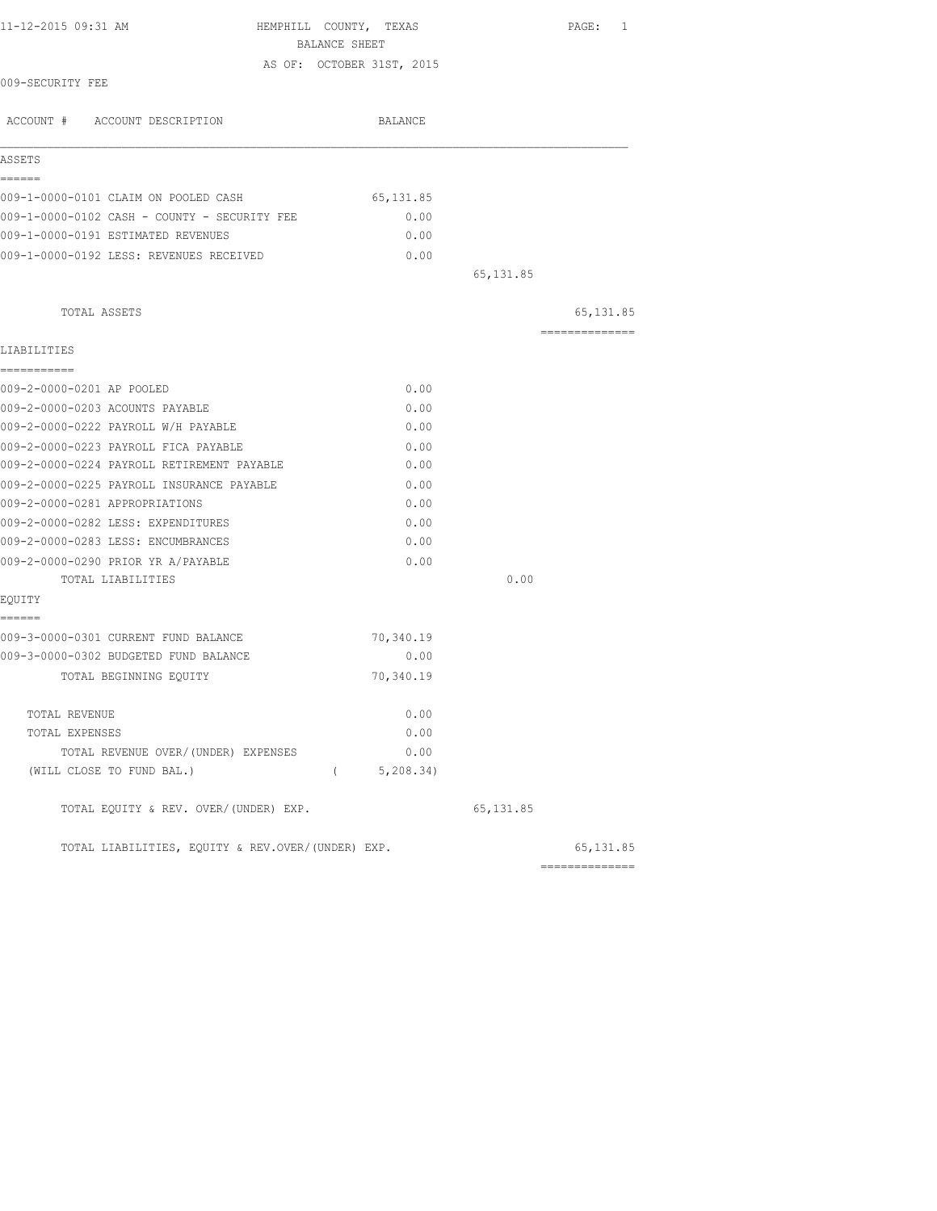11-12-2015 09:31 AM HEMPHILL COUNTY, TEXAS

BALANCE SHEET

AS OF: OCTOBER 31ST, 2015

009-SECURITY FEE

| ACCOUNT # ACCOUNT DESCRIPTION | BALANCE | | |
|---|---|---|---|
| **ASSETS** | | | |
| 009-1-0000-0101 CLAIM ON POOLED CASH | 65,131.85 | | |
| 009-1-0000-0102 CASH - COUNTY - SECURITY FEE | 0.00 | | |
| 009-1-0000-0191 ESTIMATED REVENUES | 0.00 | | |
| 009-1-0000-0192 LESS: REVENUES RECEIVED | 0.00 | | |
| | | 65,131.85 | |
| TOTAL ASSETS | | | 65,131.85 |
| **LIABILITIES** | | | |
| 009-2-0000-0201 AP POOLED | 0.00 | | |
| 009-2-0000-0203 ACOUNTS PAYABLE | 0.00 | | |
| 009-2-0000-0222 PAYROLL W/H PAYABLE | 0.00 | | |
| 009-2-0000-0223 PAYROLL FICA PAYABLE | 0.00 | | |
| 009-2-0000-0224 PAYROLL RETIREMENT PAYABLE | 0.00 | | |
| 009-2-0000-0225 PAYROLL INSURANCE PAYABLE | 0.00 | | |
| 009-2-0000-0281 APPROPRIATIONS | 0.00 | | |
| 009-2-0000-0282 LESS: EXPENDITURES | 0.00 | | |
| 009-2-0000-0283 LESS: ENCUMBRANCES | 0.00 | | |
| 009-2-0000-0290 PRIOR YR A/PAYABLE | 0.00 | | |
| TOTAL LIABILITIES | | 0.00 | |
| **EQUITY** | | | |
| 009-3-0000-0301 CURRENT FUND BALANCE | 70,340.19 | | |
| 009-3-0000-0302 BUDGETED FUND BALANCE | 0.00 | | |
| TOTAL BEGINNING EQUITY | 70,340.19 | | |
| TOTAL REVENUE | 0.00 | | |
| TOTAL EXPENSES | 0.00 | | |
| TOTAL REVENUE OVER/(UNDER) EXPENSES | 0.00 | | |
| (WILL CLOSE TO FUND BAL.) | ( 5,208.34) | | |
| TOTAL EQUITY & REV. OVER/(UNDER) EXP. | | 65,131.85 | |
| TOTAL LIABILITIES, EQUITY & REV.OVER/(UNDER) EXP. | | | 65,131.85 |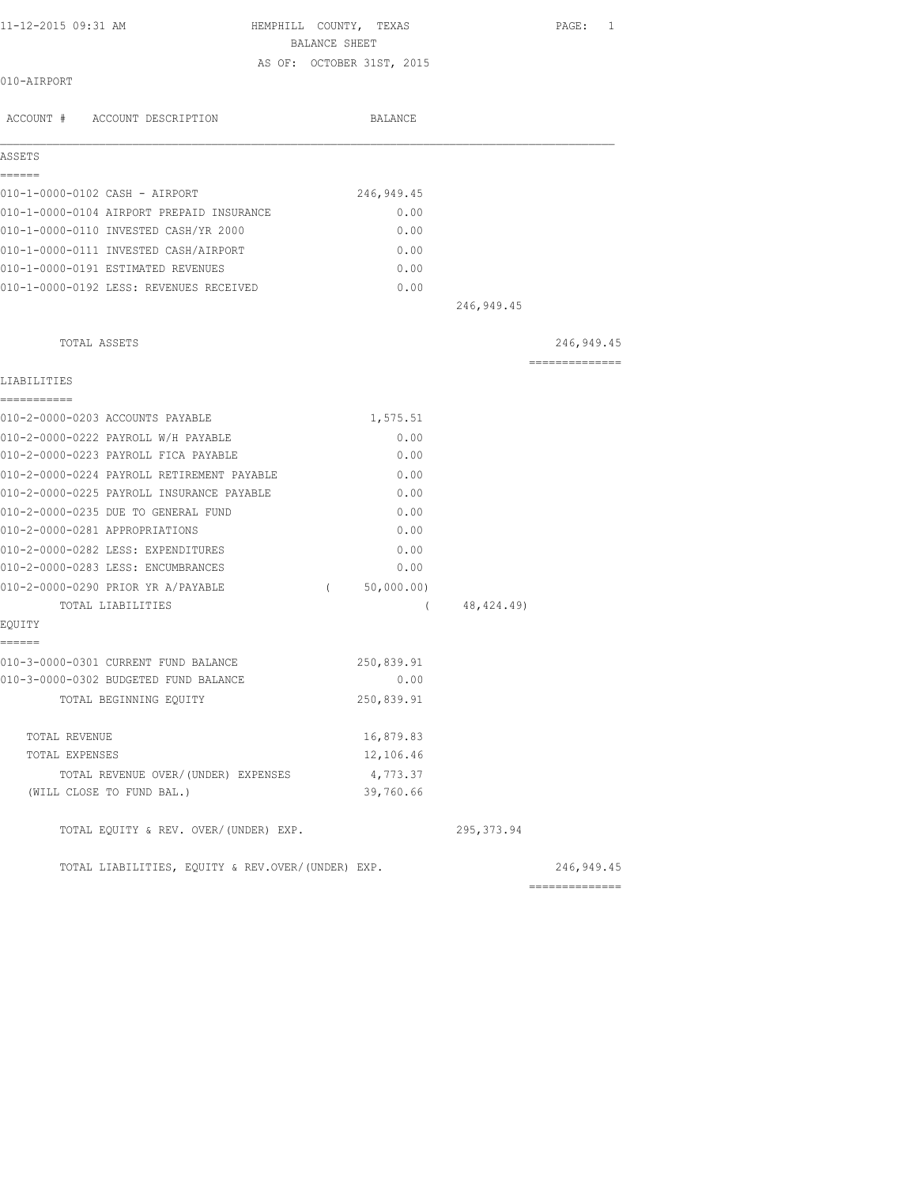11-12-2015 09:31 AM HEMPHILL COUNTY, TEXAS

BALANCE SHEET

AS OF: OCTOBER 31ST, 2015

010-AIRPORT

| ACCOUNT # ACCOUNT DESCRIPTION | BALANCE | | |
|---|---|---|---|
| **ASSETS** | | | |
| 010-1-0000-0102 CASH - AIRPORT | 246,949.45 | | |
| 010-1-0000-0104 AIRPORT PREPAID INSURANCE | 0.00 | | |
| 010-1-0000-0110 INVESTED CASH/YR 2000 | 0.00 | | |
| 010-1-0000-0111 INVESTED CASH/AIRPORT | 0.00 | | |
| 010-1-0000-0191 ESTIMATED REVENUES | 0.00 | | |
| 010-1-0000-0192 LESS: REVENUES RECEIVED | 0.00 | | |
| | | 246,949.45 | |
| TOTAL ASSETS | | | 246,949.45 |
| **LIABILITIES** | | | |
| 010-2-0000-0203 ACCOUNTS PAYABLE | 1,575.51 | | |
| 010-2-0000-0222 PAYROLL W/H PAYABLE | 0.00 | | |
| 010-2-0000-0223 PAYROLL FICA PAYABLE | 0.00 | | |
| 010-2-0000-0224 PAYROLL RETIREMENT PAYABLE | 0.00 | | |
| 010-2-0000-0225 PAYROLL INSURANCE PAYABLE | 0.00 | | |
| 010-2-0000-0235 DUE TO GENERAL FUND | 0.00 | | |
| 010-2-0000-0281 APPROPRIATIONS | 0.00 | | |
| 010-2-0000-0282 LESS: EXPENDITURES | 0.00 | | |
| 010-2-0000-0283 LESS: ENCUMBRANCES | 0.00 | | |
| 010-2-0000-0290 PRIOR YR A/PAYABLE | ( 50,000.00) | | |
| TOTAL LIABILITIES | | ( 48,424.49) | |
| **EQUITY** | | | |
| 010-3-0000-0301 CURRENT FUND BALANCE | 250,839.91 | | |
| 010-3-0000-0302 BUDGETED FUND BALANCE | 0.00 | | |
| TOTAL BEGINNING EQUITY | 250,839.91 | | |
| TOTAL REVENUE | 16,879.83 | | |
| TOTAL EXPENSES | 12,106.46 | | |
| TOTAL REVENUE OVER/(UNDER) EXPENSES | 4,773.37 | | |
| (WILL CLOSE TO FUND BAL.) | 39,760.66 | | |
| TOTAL EQUITY & REV. OVER/(UNDER) EXP. | | 295,373.94 | |
| TOTAL LIABILITIES, EQUITY & REV.OVER/(UNDER) EXP. | | | 246,949.45 |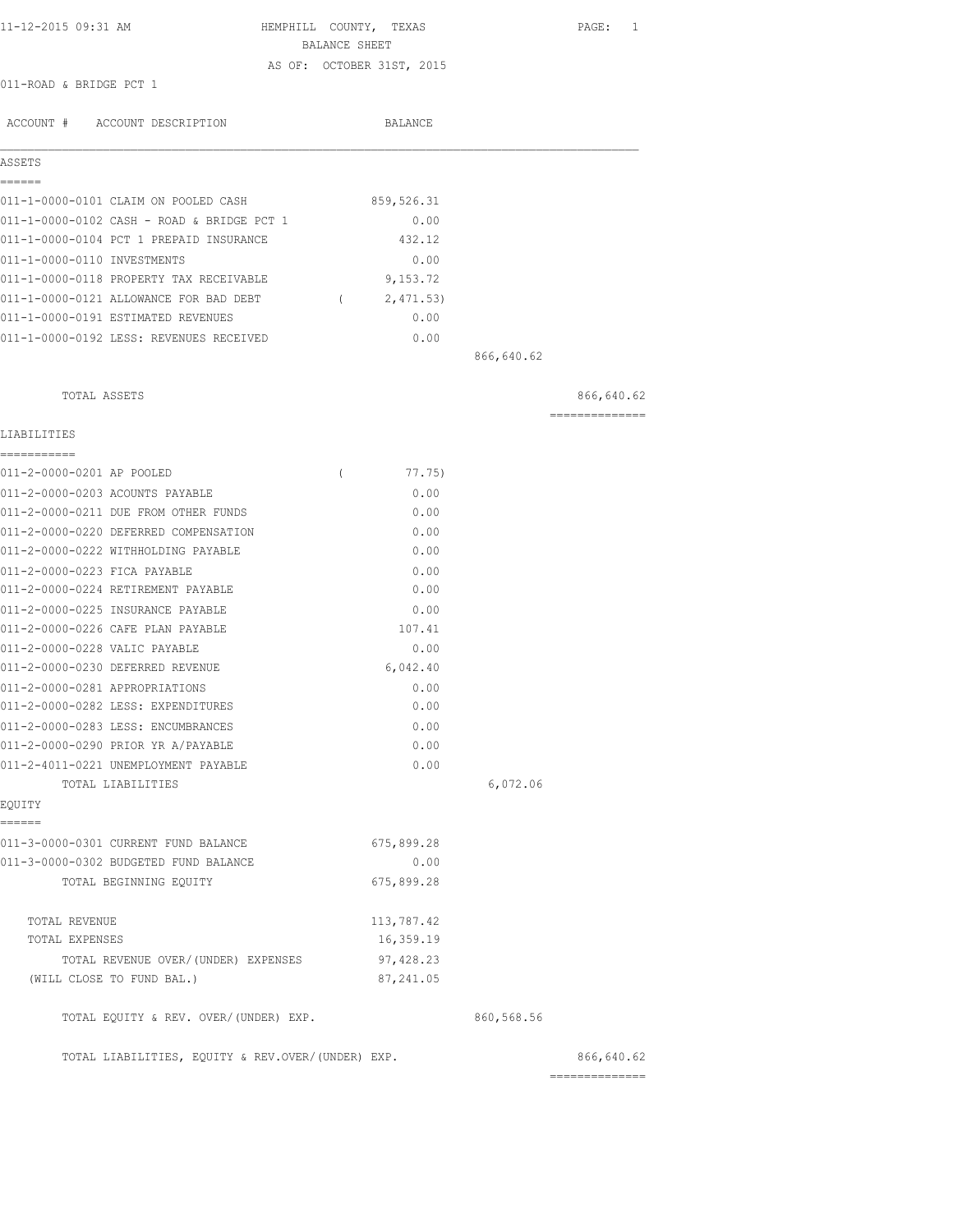HEMPHILL COUNTY, TEXAS

BALANCE SHEET

AS OF: OCTOBER 31ST, 2015

011-ROAD & BRIDGE PCT 1

| ACCOUNT # ACCOUNT DESCRIPTION | BALANCE | | |
|---|---|---|---|
| **ASSETS** | | | |
| 011-1-0000-0101 CLAIM ON POOLED CASH | 859,526.31 | | |
| 011-1-0000-0102 CASH - ROAD & BRIDGE PCT 1 | 0.00 | | |
| 011-1-0000-0104 PCT 1 PREPAID INSURANCE | 432.12 | | |
| 011-1-0000-0110 INVESTMENTS | 0.00 | | |
| 011-1-0000-0118 PROPERTY TAX RECEIVABLE | 9,153.72 | | |
| 011-1-0000-0121 ALLOWANCE FOR BAD DEBT | ( 2,471.53) | | |
| 011-1-0000-0191 ESTIMATED REVENUES | 0.00 | | |
| 011-1-0000-0192 LESS: REVENUES RECEIVED | 0.00 | | |
| | | 866,640.62 | |
| TOTAL ASSETS | | | 866,640.62 |
| **LIABILITIES** | | | |
| 011-2-0000-0201 AP POOLED | ( 77.75) | | |
| 011-2-0000-0203 ACOUNTS PAYABLE | 0.00 | | |
| 011-2-0000-0211 DUE FROM OTHER FUNDS | 0.00 | | |
| 011-2-0000-0220 DEFERRED COMPENSATION | 0.00 | | |
| 011-2-0000-0222 WITHHOLDING PAYABLE | 0.00 | | |
| 011-2-0000-0223 FICA PAYABLE | 0.00 | | |
| 011-2-0000-0224 RETIREMENT PAYABLE | 0.00 | | |
| 011-2-0000-0225 INSURANCE PAYABLE | 0.00 | | |
| 011-2-0000-0226 CAFE PLAN PAYABLE | 107.41 | | |
| 011-2-0000-0228 VALIC PAYABLE | 0.00 | | |
| 011-2-0000-0230 DEFERRED REVENUE | 6,042.40 | | |
| 011-2-0000-0281 APPROPRIATIONS | 0.00 | | |
| 011-2-0000-0282 LESS: EXPENDITURES | 0.00 | | |
| 011-2-0000-0283 LESS: ENCUMBRANCES | 0.00 | | |
| 011-2-0000-0290 PRIOR YR A/PAYABLE | 0.00 | | |
| 011-2-4011-0221 UNEMPLOYMENT PAYABLE | 0.00 | | |
| TOTAL LIABILITIES | | 6,072.06 | |
| **EQUITY** | | | |
| 011-3-0000-0301 CURRENT FUND BALANCE | 675,899.28 | | |
| 011-3-0000-0302 BUDGETED FUND BALANCE | 0.00 | | |
| TOTAL BEGINNING EQUITY | 675,899.28 | | |
| TOTAL REVENUE | 113,787.42 | | |
| TOTAL EXPENSES | 16,359.19 | | |
| TOTAL REVENUE OVER/(UNDER) EXPENSES | 97,428.23 | | |
| (WILL CLOSE TO FUND BAL.) | 87,241.05 | | |
| TOTAL EQUITY & REV. OVER/(UNDER) EXP. | | 860,568.56 | |
| TOTAL LIABILITIES, EQUITY & REV.OVER/(UNDER) EXP. | | | 866,640.62 |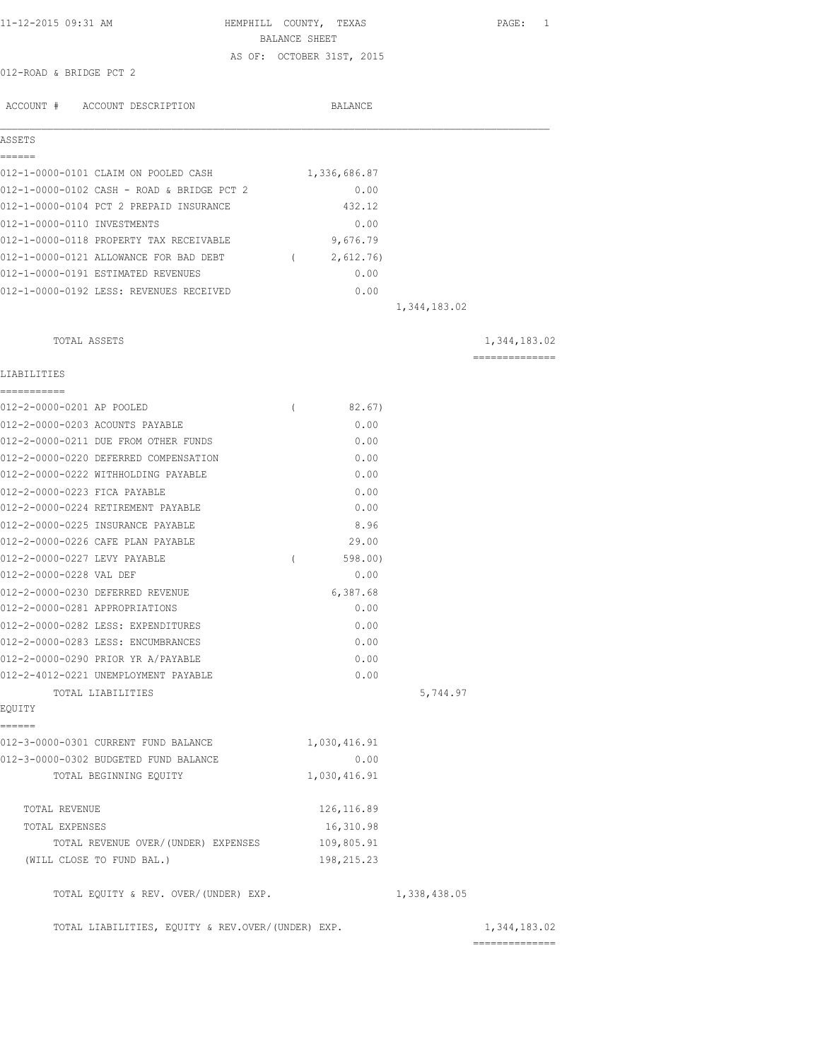11-12-2015 09:31 AM

# HEMPHILL COUNTY, TEXAS

## BALANCE SHEET

AS OF: OCTOBER 31ST, 2015

012-ROAD & BRIDGE PCT 2

| ACCOUNT # | ACCOUNT DESCRIPTION | BALANCE | | |
|---|---|---|---|---|
| **ASSETS** | | | | |
| 012-1-0000-0101 | CLAIM ON POOLED CASH | 1,336,686.87 | | |
| 012-1-0000-0102 | CASH - ROAD & BRIDGE PCT 2 | 0.00 | | |
| 012-1-0000-0104 | PCT 2 PREPAID INSURANCE | 432.12 | | |
| 012-1-0000-0110 | INVESTMENTS | 0.00 | | |
| 012-1-0000-0118 | PROPERTY TAX RECEIVABLE | 9,676.79 | | |
| 012-1-0000-0121 | ALLOWANCE FOR BAD DEBT | ( 2,612.76) | | |
| 012-1-0000-0191 | ESTIMATED REVENUES | 0.00 | | |
| 012-1-0000-0192 | LESS: REVENUES RECEIVED | 0.00 | | |
| | | | 1,344,183.02 | |
| | TOTAL ASSETS | | | 1,344,183.02 |
| **LIABILITIES** | | | | |
| 012-2-0000-0201 | AP POOLED | ( 82.67) | | |
| 012-2-0000-0203 | ACOUNTS PAYABLE | 0.00 | | |
| 012-2-0000-0211 | DUE FROM OTHER FUNDS | 0.00 | | |
| 012-2-0000-0220 | DEFERRED COMPENSATION | 0.00 | | |
| 012-2-0000-0222 | WITHHOLDING PAYABLE | 0.00 | | |
| 012-2-0000-0223 | FICA PAYABLE | 0.00 | | |
| 012-2-0000-0224 | RETIREMENT PAYABLE | 0.00 | | |
| 012-2-0000-0225 | INSURANCE PAYABLE | 8.96 | | |
| 012-2-0000-0226 | CAFE PLAN PAYABLE | 29.00 | | |
| 012-2-0000-0227 | LEVY PAYABLE | ( 598.00) | | |
| 012-2-0000-0228 | VAL DEF | 0.00 | | |
| 012-2-0000-0230 | DEFERRED REVENUE | 6,387.68 | | |
| 012-2-0000-0281 | APPROPRIATIONS | 0.00 | | |
| 012-2-0000-0282 | LESS: EXPENDITURES | 0.00 | | |
| 012-2-0000-0283 | LESS: ENCUMBRANCES | 0.00 | | |
| 012-2-0000-0290 | PRIOR YR A/PAYABLE | 0.00 | | |
| 012-2-4012-0221 | UNEMPLOYMENT PAYABLE | 0.00 | | |
| | TOTAL LIABILITIES | | 5,744.97 | |
| **EQUITY** | | | | |
| 012-3-0000-0301 | CURRENT FUND BALANCE | 1,030,416.91 | | |
| 012-3-0000-0302 | BUDGETED FUND BALANCE | 0.00 | | |
| | TOTAL BEGINNING EQUITY | 1,030,416.91 | | |
| | TOTAL REVENUE | 126,116.89 | | |
| | TOTAL EXPENSES | 16,310.98 | | |
| | TOTAL REVENUE OVER/(UNDER) EXPENSES | 109,805.91 | | |
| | (WILL CLOSE TO FUND BAL.) | 198,215.23 | | |
| | TOTAL EQUITY & REV. OVER/(UNDER) EXP. | | 1,338,438.05 | |
| | TOTAL LIABILITIES, EQUITY & REV.OVER/(UNDER) EXP. | | | 1,344,183.02 |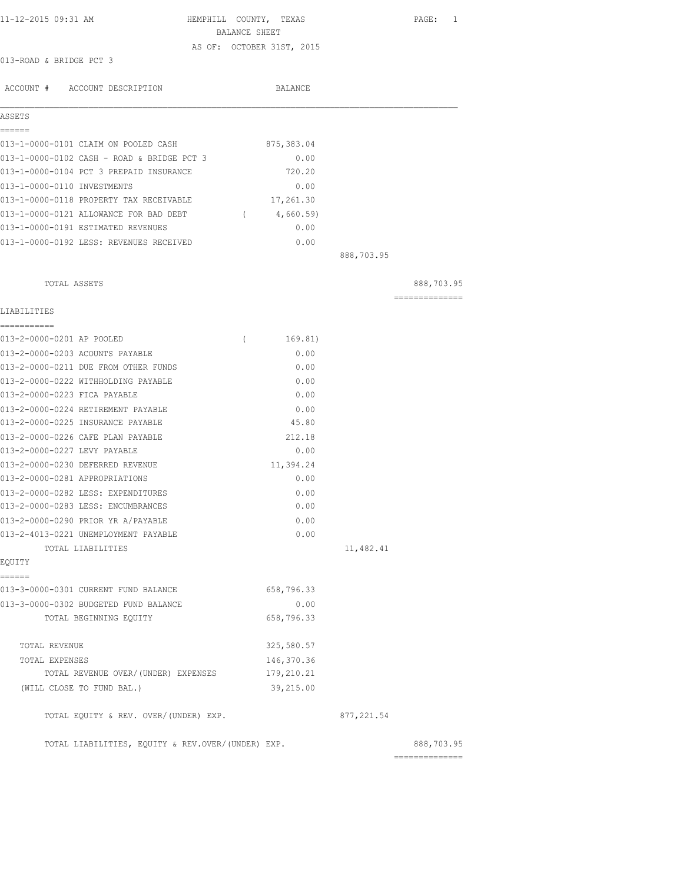11-12-2015 09:31 AM

# HEMPHILL COUNTY, TEXAS
## BALANCE SHEET
### AS OF: OCTOBER 31ST, 2015

013-ROAD & BRIDGE PCT 3

| ACCOUNT # | ACCOUNT DESCRIPTION | BALANCE | | |
|---|---|---|---|---|
| **ASSETS** | | | | |
| 013-1-0000-0101 | CLAIM ON POOLED CASH | 875,383.04 | | |
| 013-1-0000-0102 | CASH - ROAD & BRIDGE PCT 3 | 0.00 | | |
| 013-1-0000-0104 | PCT 3 PREPAID INSURANCE | 720.20 | | |
| 013-1-0000-0110 | INVESTMENTS | 0.00 | | |
| 013-1-0000-0118 | PROPERTY TAX RECEIVABLE | 17,261.30 | | |
| 013-1-0000-0121 | ALLOWANCE FOR BAD DEBT | ( 4,660.59) | | |
| 013-1-0000-0191 | ESTIMATED REVENUES | 0.00 | | |
| 013-1-0000-0192 | LESS: REVENUES RECEIVED | 0.00 | | |
| | | | 888,703.95 | |
| | TOTAL ASSETS | | | 888,703.95 |
| **LIABILITIES** | | | | |
| 013-2-0000-0201 | AP POOLED | ( 169.81) | | |
| 013-2-0000-0203 | ACOUNTS PAYABLE | 0.00 | | |
| 013-2-0000-0211 | DUE FROM OTHER FUNDS | 0.00 | | |
| 013-2-0000-0222 | WITHHOLDING PAYABLE | 0.00 | | |
| 013-2-0000-0223 | FICA PAYABLE | 0.00 | | |
| 013-2-0000-0224 | RETIREMENT PAYABLE | 0.00 | | |
| 013-2-0000-0225 | INSURANCE PAYABLE | 45.80 | | |
| 013-2-0000-0226 | CAFE PLAN PAYABLE | 212.18 | | |
| 013-2-0000-0227 | LEVY PAYABLE | 0.00 | | |
| 013-2-0000-0230 | DEFERRED REVENUE | 11,394.24 | | |
| 013-2-0000-0281 | APPROPRIATIONS | 0.00 | | |
| 013-2-0000-0282 | LESS: EXPENDITURES | 0.00 | | |
| 013-2-0000-0283 | LESS: ENCUMBRANCES | 0.00 | | |
| 013-2-0000-0290 | PRIOR YR A/PAYABLE | 0.00 | | |
| 013-2-4013-0221 | UNEMPLOYMENT PAYABLE | 0.00 | | |
| | TOTAL LIABILITIES | | 11,482.41 | |
| **EQUITY** | | | | |
| 013-3-0000-0301 | CURRENT FUND BALANCE | 658,796.33 | | |
| 013-3-0000-0302 | BUDGETED FUND BALANCE | 0.00 | | |
| | TOTAL BEGINNING EQUITY | 658,796.33 | | |
| | TOTAL REVENUE | 325,580.57 | | |
| | TOTAL EXPENSES | 146,370.36 | | |
| | TOTAL REVENUE OVER/(UNDER) EXPENSES | 179,210.21 | | |
| | (WILL CLOSE TO FUND BAL.) | 39,215.00 | | |
| | TOTAL EQUITY & REV. OVER/(UNDER) EXP. | | 877,221.54 | |
| | TOTAL LIABILITIES, EQUITY & REV.OVER/(UNDER) EXP. | | | 888,703.95 |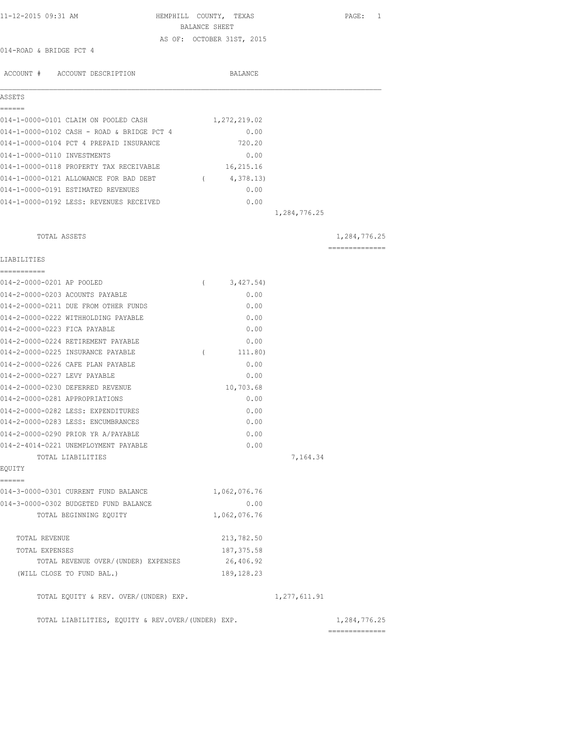11-12-2015 09:31 AM HEMPHILL COUNTY, TEXAS PAGE: 1

BALANCE SHEET

AS OF: OCTOBER 31ST, 2015

014-ROAD & BRIDGE PCT 4

| ACCOUNT # ACCOUNT DESCRIPTION | BALANCE | | |
|---|---|---|---|
| **ASSETS** | | | |
| 014-1-0000-0101 CLAIM ON POOLED CASH | 1,272,219.02 | | |
| 014-1-0000-0102 CASH - ROAD & BRIDGE PCT 4 | 0.00 | | |
| 014-1-0000-0104 PCT 4 PREPAID INSURANCE | 720.20 | | |
| 014-1-0000-0110 INVESTMENTS | 0.00 | | |
| 014-1-0000-0118 PROPERTY TAX RECEIVABLE | 16,215.16 | | |
| 014-1-0000-0121 ALLOWANCE FOR BAD DEBT | ( 4,378.13) | | |
| 014-1-0000-0191 ESTIMATED REVENUES | 0.00 | | |
| 014-1-0000-0192 LESS: REVENUES RECEIVED | 0.00 | | |
| | | 1,284,776.25 | |
| TOTAL ASSETS | | | 1,284,776.25 |
| **LIABILITIES** | | | |
| 014-2-0000-0201 AP POOLED | ( 3,427.54) | | |
| 014-2-0000-0203 ACOUNTS PAYABLE | 0.00 | | |
| 014-2-0000-0211 DUE FROM OTHER FUNDS | 0.00 | | |
| 014-2-0000-0222 WITHHOLDING PAYABLE | 0.00 | | |
| 014-2-0000-0223 FICA PAYABLE | 0.00 | | |
| 014-2-0000-0224 RETIREMENT PAYABLE | 0.00 | | |
| 014-2-0000-0225 INSURANCE PAYABLE | ( 111.80) | | |
| 014-2-0000-0226 CAFE PLAN PAYABLE | 0.00 | | |
| 014-2-0000-0227 LEVY PAYABLE | 0.00 | | |
| 014-2-0000-0230 DEFERRED REVENUE | 10,703.68 | | |
| 014-2-0000-0281 APPROPRIATIONS | 0.00 | | |
| 014-2-0000-0282 LESS: EXPENDITURES | 0.00 | | |
| 014-2-0000-0283 LESS: ENCUMBRANCES | 0.00 | | |
| 014-2-0000-0290 PRIOR YR A/PAYABLE | 0.00 | | |
| 014-2-4014-0221 UNEMPLOYMENT PAYABLE | 0.00 | | |
| TOTAL LIABILITIES | | 7,164.34 | |
| **EQUITY** | | | |
| 014-3-0000-0301 CURRENT FUND BALANCE | 1,062,076.76 | | |
| 014-3-0000-0302 BUDGETED FUND BALANCE | 0.00 | | |
| TOTAL BEGINNING EQUITY | 1,062,076.76 | | |
| TOTAL REVENUE | 213,782.50 | | |
| TOTAL EXPENSES | 187,375.58 | | |
| TOTAL REVENUE OVER/(UNDER) EXPENSES | 26,406.92 | | |
| (WILL CLOSE TO FUND BAL.) | 189,128.23 | | |
| TOTAL EQUITY & REV. OVER/(UNDER) EXP. | | 1,277,611.91 | |
| TOTAL LIABILITIES, EQUITY & REV.OVER/(UNDER) EXP. | | | 1,284,776.25 |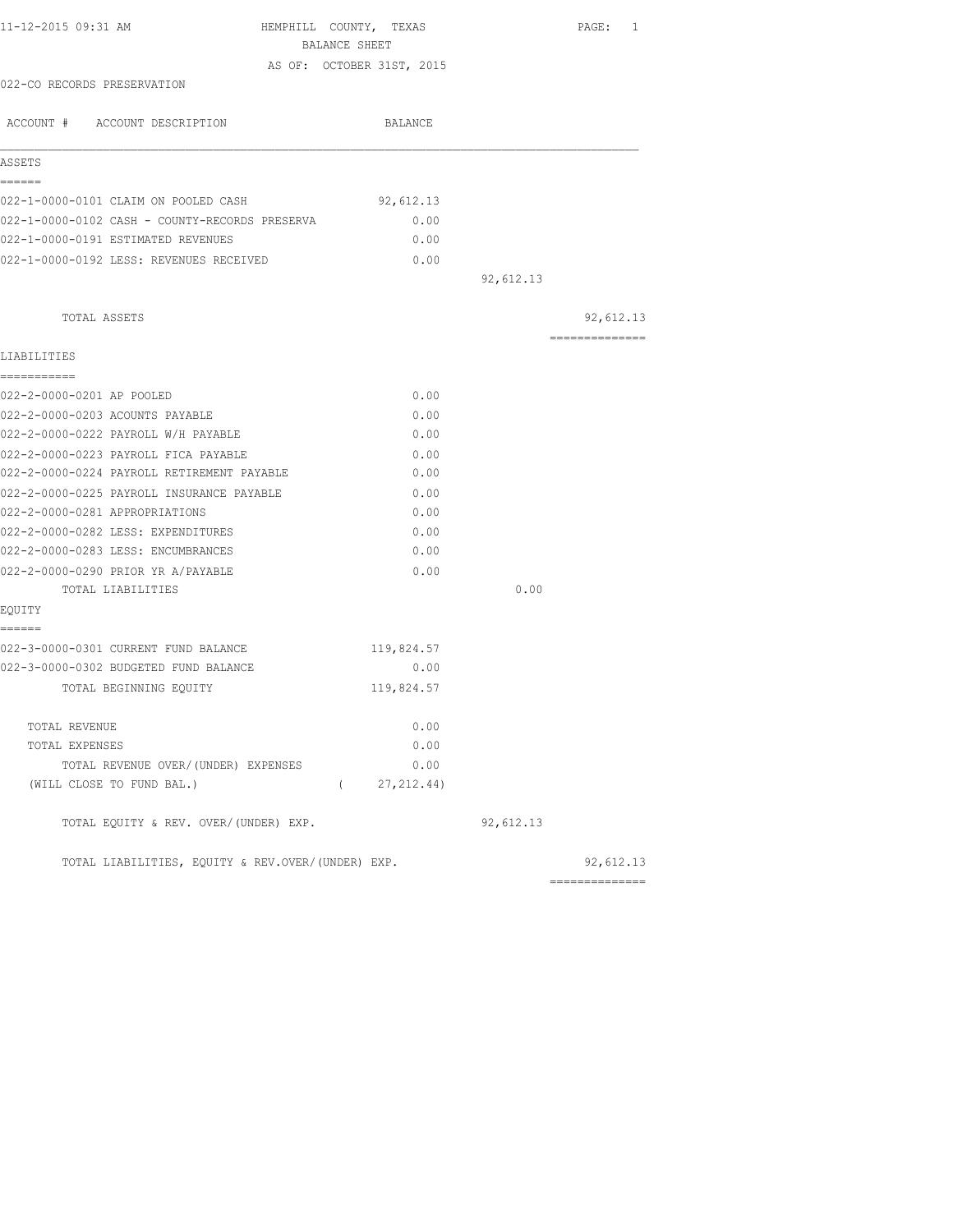HEMPHILL COUNTY, TEXAS
BALANCE SHEET
AS OF: OCTOBER 31ST, 2015

11-12-2015 09:31 AM

022-CO RECORDS PRESERVATION

| ACCOUNT # ACCOUNT DESCRIPTION | BALANCE | | |
|---|---|---|---|
| **ASSETS** | | | |
| 022-1-0000-0101 CLAIM ON POOLED CASH | 92,612.13 | | |
| 022-1-0000-0102 CASH - COUNTY-RECORDS PRESERVA | 0.00 | | |
| 022-1-0000-0191 ESTIMATED REVENUES | 0.00 | | |
| 022-1-0000-0192 LESS: REVENUES RECEIVED | 0.00 | | |
| | | 92,612.13 | |
| TOTAL ASSETS | | | 92,612.13 |
| **LIABILITIES** | | | |
| 022-2-0000-0201 AP POOLED | 0.00 | | |
| 022-2-0000-0203 ACOUNTS PAYABLE | 0.00 | | |
| 022-2-0000-0222 PAYROLL W/H PAYABLE | 0.00 | | |
| 022-2-0000-0223 PAYROLL FICA PAYABLE | 0.00 | | |
| 022-2-0000-0224 PAYROLL RETIREMENT PAYABLE | 0.00 | | |
| 022-2-0000-0225 PAYROLL INSURANCE PAYABLE | 0.00 | | |
| 022-2-0000-0281 APPROPRIATIONS | 0.00 | | |
| 022-2-0000-0282 LESS: EXPENDITURES | 0.00 | | |
| 022-2-0000-0283 LESS: ENCUMBRANCES | 0.00 | | |
| 022-2-0000-0290 PRIOR YR A/PAYABLE | 0.00 | | |
| TOTAL LIABILITIES | | 0.00 | |
| **EQUITY** | | | |
| 022-3-0000-0301 CURRENT FUND BALANCE | 119,824.57 | | |
| 022-3-0000-0302 BUDGETED FUND BALANCE | 0.00 | | |
| TOTAL BEGINNING EQUITY | 119,824.57 | | |
| TOTAL REVENUE | 0.00 | | |
| TOTAL EXPENSES | 0.00 | | |
| TOTAL REVENUE OVER/(UNDER) EXPENSES | 0.00 | | |
| (WILL CLOSE TO FUND BAL.) | ( 27,212.44) | | |
| TOTAL EQUITY & REV. OVER/(UNDER) EXP. | | 92,612.13 | |
| TOTAL LIABILITIES, EQUITY & REV.OVER/(UNDER) EXP. | | | 92,612.13 |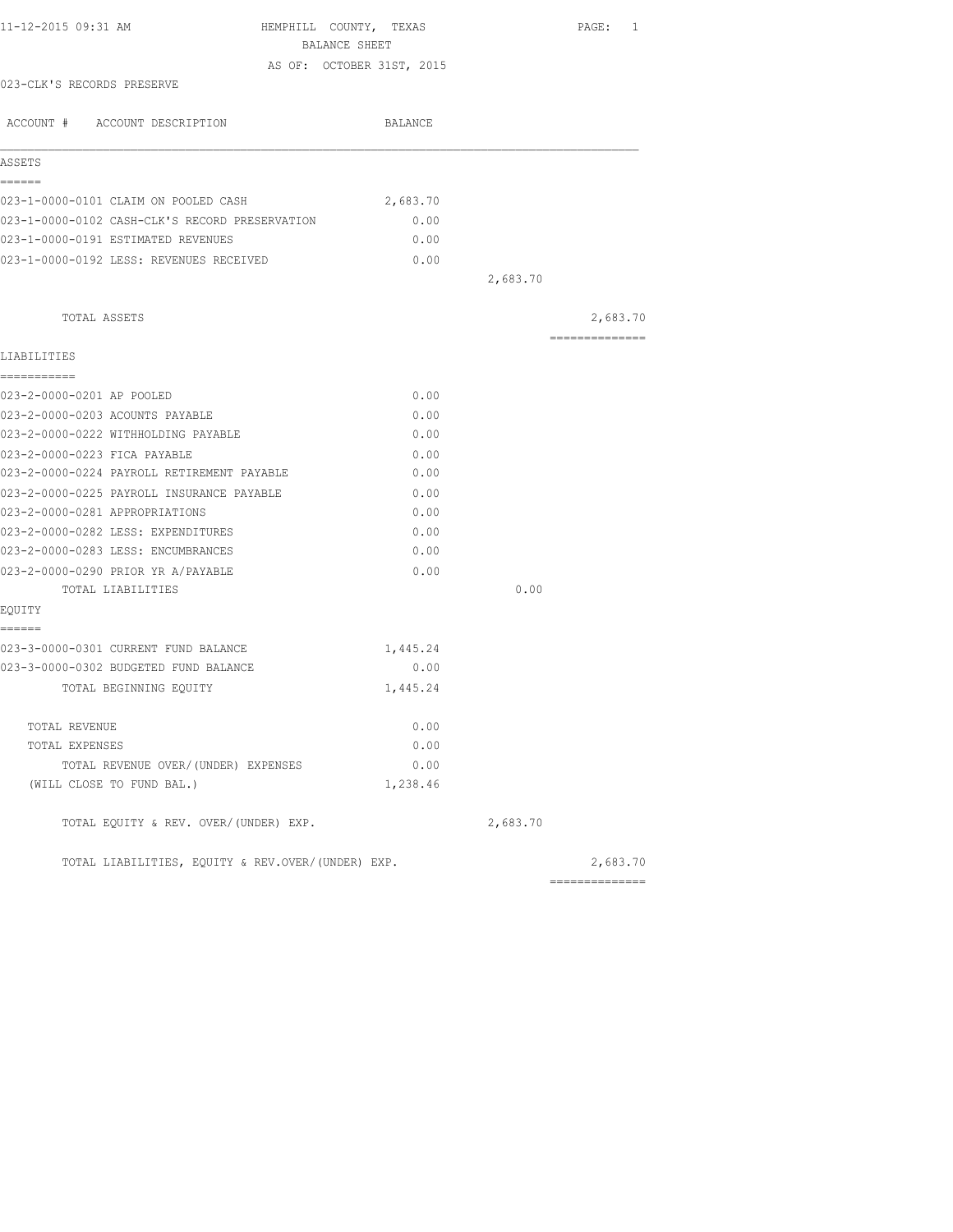11-12-2015 09:31 AM

# HEMPHILL COUNTY, TEXAS
## BALANCE SHEET
### AS OF: OCTOBER 31ST, 2015

023-CLK'S RECORDS PRESERVE

| ACCOUNT # ACCOUNT DESCRIPTION | BALANCE | | |
|---|---|---|---|
| **ASSETS** | | | |
| 023-1-0000-0101 CLAIM ON POOLED CASH | 2,683.70 | | |
| 023-1-0000-0102 CASH-CLK'S RECORD PRESERVATION | 0.00 | | |
| 023-1-0000-0191 ESTIMATED REVENUES | 0.00 | | |
| 023-1-0000-0192 LESS: REVENUES RECEIVED | 0.00 | | |
| | | 2,683.70 | |
| TOTAL ASSETS | | | 2,683.70 |
| **LIABILITIES** | | | |
| 023-2-0000-0201 AP POOLED | 0.00 | | |
| 023-2-0000-0203 ACOUNTS PAYABLE | 0.00 | | |
| 023-2-0000-0222 WITHHOLDING PAYABLE | 0.00 | | |
| 023-2-0000-0223 FICA PAYABLE | 0.00 | | |
| 023-2-0000-0224 PAYROLL RETIREMENT PAYABLE | 0.00 | | |
| 023-2-0000-0225 PAYROLL INSURANCE PAYABLE | 0.00 | | |
| 023-2-0000-0281 APPROPRIATIONS | 0.00 | | |
| 023-2-0000-0282 LESS: EXPENDITURES | 0.00 | | |
| 023-2-0000-0283 LESS: ENCUMBRANCES | 0.00 | | |
| 023-2-0000-0290 PRIOR YR A/PAYABLE | 0.00 | | |
| TOTAL LIABILITIES | | 0.00 | |
| **EQUITY** | | | |
| 023-3-0000-0301 CURRENT FUND BALANCE | 1,445.24 | | |
| 023-3-0000-0302 BUDGETED FUND BALANCE | 0.00 | | |
| TOTAL BEGINNING EQUITY | 1,445.24 | | |
| TOTAL REVENUE | 0.00 | | |
| TOTAL EXPENSES | 0.00 | | |
| TOTAL REVENUE OVER/(UNDER) EXPENSES | 0.00 | | |
| (WILL CLOSE TO FUND BAL.) | 1,238.46 | | |
| TOTAL EQUITY & REV. OVER/(UNDER) EXP. | | 2,683.70 | |
| TOTAL LIABILITIES, EQUITY & REV.OVER/(UNDER) EXP. | | | 2,683.70 |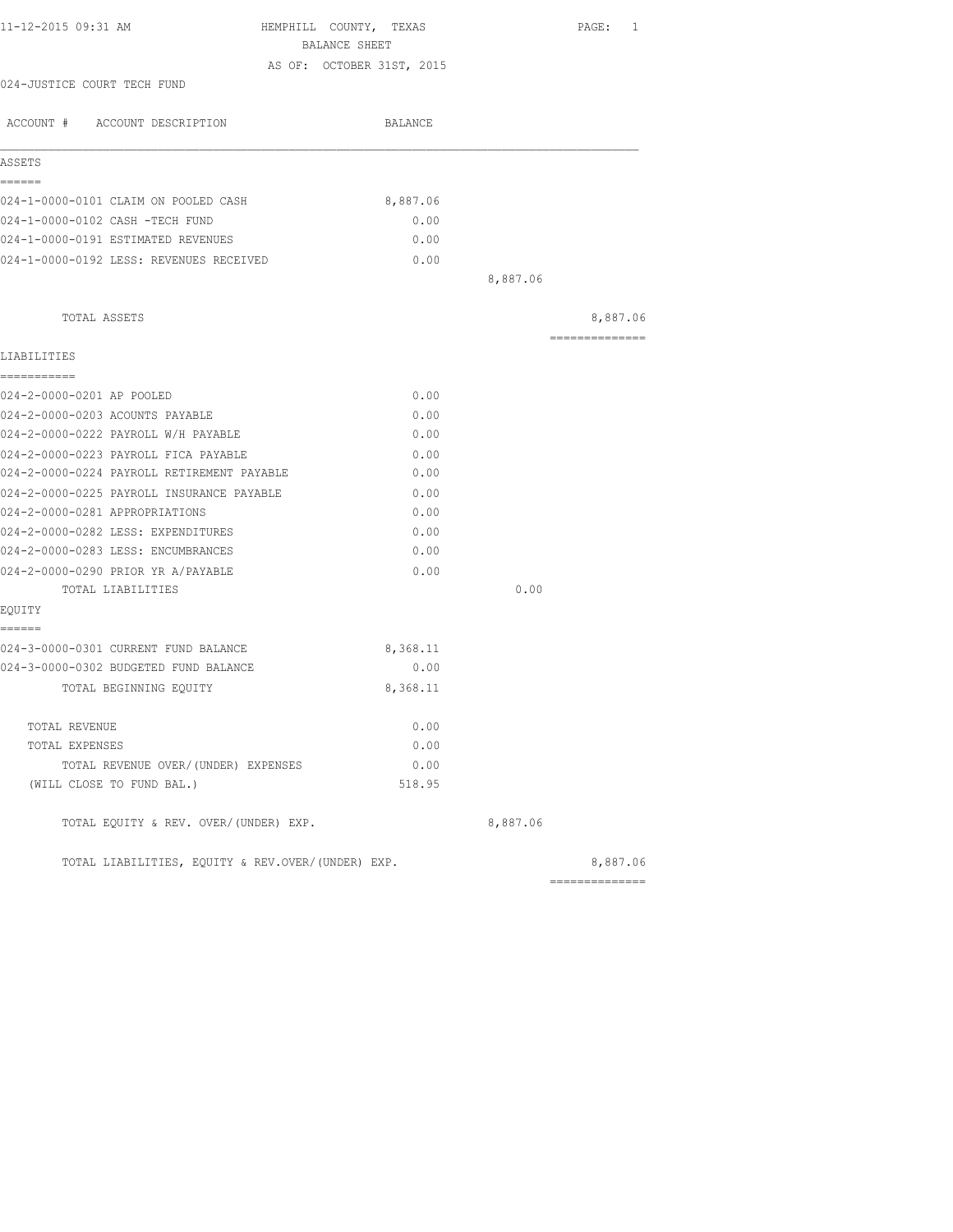HEMPHILL COUNTY, TEXAS
BALANCE SHEET
AS OF: OCTOBER 31ST, 2015

024-JUSTICE COURT TECH FUND

| ACCOUNT # ACCOUNT DESCRIPTION | BALANCE | | |
|---|---|---|---|
| **ASSETS** | | | |
| 024-1-0000-0101 CLAIM ON POOLED CASH | 8,887.06 | | |
| 024-1-0000-0102 CASH -TECH FUND | 0.00 | | |
| 024-1-0000-0191 ESTIMATED REVENUES | 0.00 | | |
| 024-1-0000-0192 LESS: REVENUES RECEIVED | 0.00 | | |
| | | 8,887.06 | |
| TOTAL ASSETS | | | 8,887.06 |
| **LIABILITIES** | | | |
| 024-2-0000-0201 AP POOLED | 0.00 | | |
| 024-2-0000-0203 ACOUNTS PAYABLE | 0.00 | | |
| 024-2-0000-0222 PAYROLL W/H PAYABLE | 0.00 | | |
| 024-2-0000-0223 PAYROLL FICA PAYABLE | 0.00 | | |
| 024-2-0000-0224 PAYROLL RETIREMENT PAYABLE | 0.00 | | |
| 024-2-0000-0225 PAYROLL INSURANCE PAYABLE | 0.00 | | |
| 024-2-0000-0281 APPROPRIATIONS | 0.00 | | |
| 024-2-0000-0282 LESS: EXPENDITURES | 0.00 | | |
| 024-2-0000-0283 LESS: ENCUMBRANCES | 0.00 | | |
| 024-2-0000-0290 PRIOR YR A/PAYABLE | 0.00 | | |
| TOTAL LIABILITIES | | 0.00 | |
| **EQUITY** | | | |
| 024-3-0000-0301 CURRENT FUND BALANCE | 8,368.11 | | |
| 024-3-0000-0302 BUDGETED FUND BALANCE | 0.00 | | |
| TOTAL BEGINNING EQUITY | 8,368.11 | | |
| TOTAL REVENUE | 0.00 | | |
| TOTAL EXPENSES | 0.00 | | |
| TOTAL REVENUE OVER/(UNDER) EXPENSES | 0.00 | | |
| (WILL CLOSE TO FUND BAL.) | 518.95 | | |
| TOTAL EQUITY & REV. OVER/(UNDER) EXP. | | 8,887.06 | |
| TOTAL LIABILITIES, EQUITY & REV.OVER/(UNDER) EXP. | | | 8,887.06 |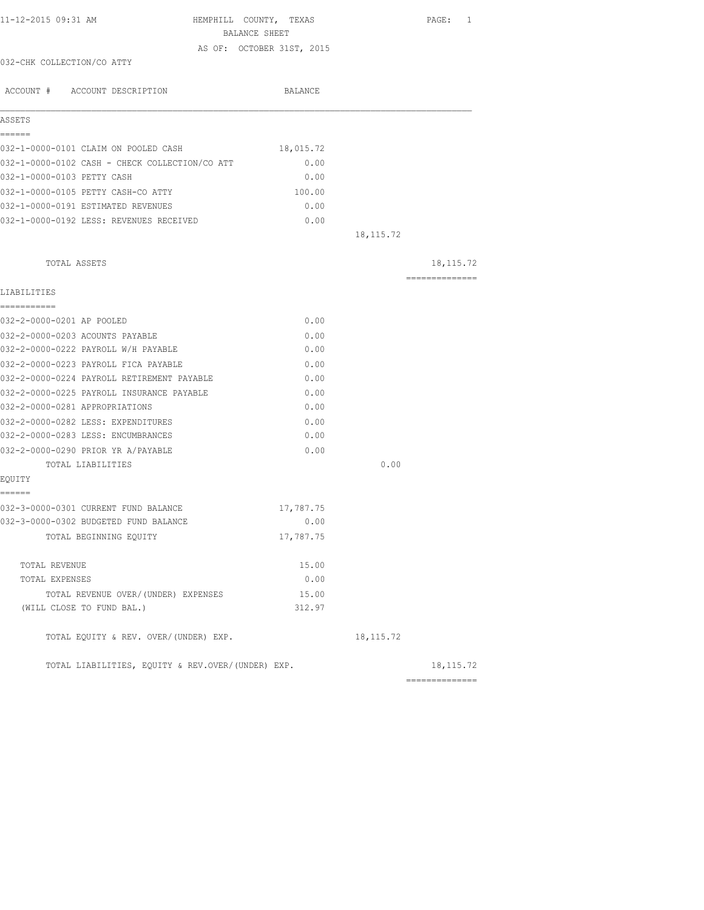11-12-2015 09:31 AM

HEMPHILL COUNTY, TEXAS

BALANCE SHEET

AS OF: OCTOBER 31ST, 2015

032-CHK COLLECTION/CO ATTY

| ACCOUNT # ACCOUNT DESCRIPTION | BALANCE | | |
|---|---|---|---|
| **ASSETS** | | | |
| 032-1-0000-0101 CLAIM ON POOLED CASH | 18,015.72 | | |
| 032-1-0000-0102 CASH - CHECK COLLECTION/CO ATT | 0.00 | | |
| 032-1-0000-0103 PETTY CASH | 0.00 | | |
| 032-1-0000-0105 PETTY CASH-CO ATTY | 100.00 | | |
| 032-1-0000-0191 ESTIMATED REVENUES | 0.00 | | |
| 032-1-0000-0192 LESS: REVENUES RECEIVED | 0.00 | | |
| | | 18,115.72 | |
| TOTAL ASSETS | | | 18,115.72 |
| **LIABILITIES** | | | |
| 032-2-0000-0201 AP POOLED | 0.00 | | |
| 032-2-0000-0203 ACOUNTS PAYABLE | 0.00 | | |
| 032-2-0000-0222 PAYROLL W/H PAYABLE | 0.00 | | |
| 032-2-0000-0223 PAYROLL FICA PAYABLE | 0.00 | | |
| 032-2-0000-0224 PAYROLL RETIREMENT PAYABLE | 0.00 | | |
| 032-2-0000-0225 PAYROLL INSURANCE PAYABLE | 0.00 | | |
| 032-2-0000-0281 APPROPRIATIONS | 0.00 | | |
| 032-2-0000-0282 LESS: EXPENDITURES | 0.00 | | |
| 032-2-0000-0283 LESS: ENCUMBRANCES | 0.00 | | |
| 032-2-0000-0290 PRIOR YR A/PAYABLE | 0.00 | | |
| TOTAL LIABILITIES | | 0.00 | |
| **EQUITY** | | | |
| 032-3-0000-0301 CURRENT FUND BALANCE | 17,787.75 | | |
| 032-3-0000-0302 BUDGETED FUND BALANCE | 0.00 | | |
| TOTAL BEGINNING EQUITY | 17,787.75 | | |
| TOTAL REVENUE | 15.00 | | |
| TOTAL EXPENSES | 0.00 | | |
| TOTAL REVENUE OVER/(UNDER) EXPENSES | 15.00 | | |
| (WILL CLOSE TO FUND BAL.) | 312.97 | | |
| TOTAL EQUITY & REV. OVER/(UNDER) EXP. | | 18,115.72 | |
| TOTAL LIABILITIES, EQUITY & REV.OVER/(UNDER) EXP. | | | 18,115.72 |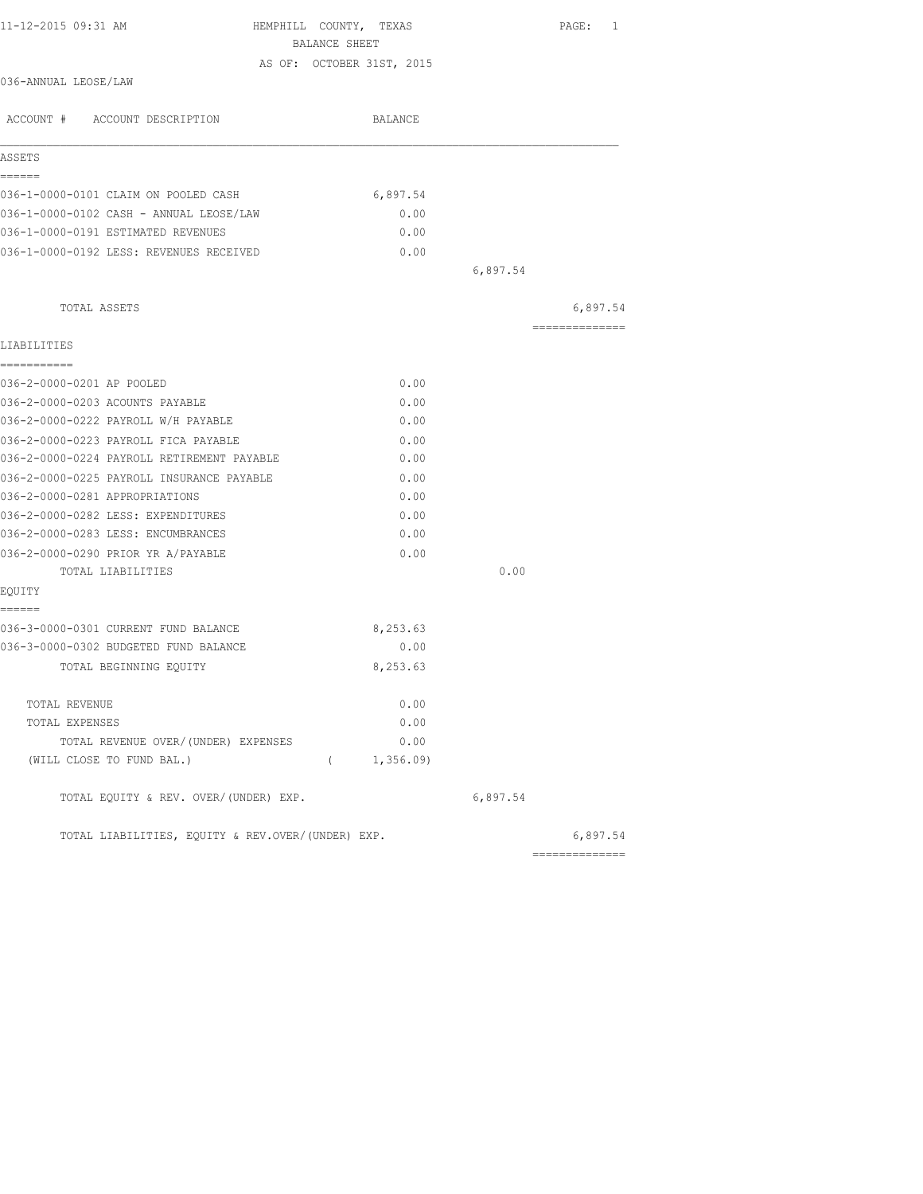11-12-2015 09:31 AM

# HEMPHILL COUNTY, TEXAS

## BALANCE SHEET

AS OF: OCTOBER 31ST, 2015

036-ANNUAL LEOSE/LAW

| ACCOUNT # ACCOUNT DESCRIPTION | BALANCE | | |
|---|---|---|---|
| **ASSETS** | | | |
| 036-1-0000-0101 CLAIM ON POOLED CASH | 6,897.54 | | |
| 036-1-0000-0102 CASH - ANNUAL LEOSE/LAW | 0.00 | | |
| 036-1-0000-0191 ESTIMATED REVENUES | 0.00 | | |
| 036-1-0000-0192 LESS: REVENUES RECEIVED | 0.00 | | |
| | | 6,897.54 | |
| TOTAL ASSETS | | | 6,897.54 |
| **LIABILITIES** | | | |
| 036-2-0000-0201 AP POOLED | 0.00 | | |
| 036-2-0000-0203 ACOUNTS PAYABLE | 0.00 | | |
| 036-2-0000-0222 PAYROLL W/H PAYABLE | 0.00 | | |
| 036-2-0000-0223 PAYROLL FICA PAYABLE | 0.00 | | |
| 036-2-0000-0224 PAYROLL RETIREMENT PAYABLE | 0.00 | | |
| 036-2-0000-0225 PAYROLL INSURANCE PAYABLE | 0.00 | | |
| 036-2-0000-0281 APPROPRIATIONS | 0.00 | | |
| 036-2-0000-0282 LESS: EXPENDITURES | 0.00 | | |
| 036-2-0000-0283 LESS: ENCUMBRANCES | 0.00 | | |
| 036-2-0000-0290 PRIOR YR A/PAYABLE | 0.00 | | |
| TOTAL LIABILITIES | | 0.00 | |
| **EQUITY** | | | |
| 036-3-0000-0301 CURRENT FUND BALANCE | 8,253.63 | | |
| 036-3-0000-0302 BUDGETED FUND BALANCE | 0.00 | | |
| TOTAL BEGINNING EQUITY | 8,253.63 | | |
| TOTAL REVENUE | 0.00 | | |
| TOTAL EXPENSES | 0.00 | | |
| TOTAL REVENUE OVER/(UNDER) EXPENSES | 0.00 | | |
| (WILL CLOSE TO FUND BAL.) | ( 1,356.09) | | |
| TOTAL EQUITY & REV. OVER/(UNDER) EXP. | | 6,897.54 | |
| TOTAL LIABILITIES, EQUITY & REV.OVER/(UNDER) EXP. | | | 6,897.54 |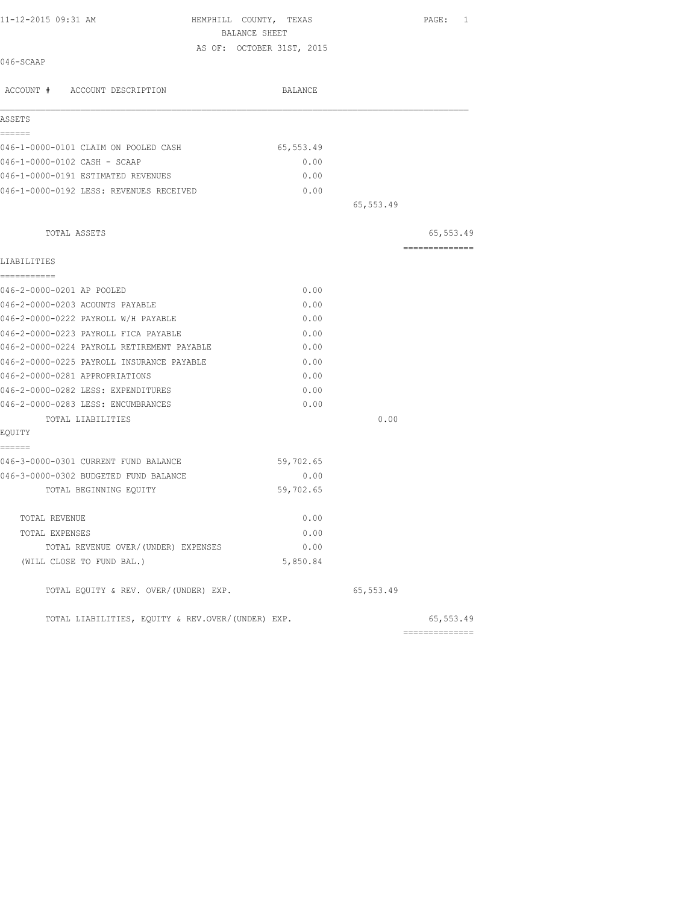HEMPHILL COUNTY, TEXAS
BALANCE SHEET
AS OF: OCTOBER 31ST, 2015

046-SCAAP

| ACCOUNT # ACCOUNT DESCRIPTION | BALANCE | | |
|---|---|---|---|
| **ASSETS** | | | |
| 046-1-0000-0101 CLAIM ON POOLED CASH | 65,553.49 | | |
| 046-1-0000-0102 CASH - SCAAP | 0.00 | | |
| 046-1-0000-0191 ESTIMATED REVENUES | 0.00 | | |
| 046-1-0000-0192 LESS: REVENUES RECEIVED | 0.00 | | |
| | | 65,553.49 | |
| TOTAL ASSETS | | | 65,553.49 |
| **LIABILITIES** | | | |
| 046-2-0000-0201 AP POOLED | 0.00 | | |
| 046-2-0000-0203 ACOUNTS PAYABLE | 0.00 | | |
| 046-2-0000-0222 PAYROLL W/H PAYABLE | 0.00 | | |
| 046-2-0000-0223 PAYROLL FICA PAYABLE | 0.00 | | |
| 046-2-0000-0224 PAYROLL RETIREMENT PAYABLE | 0.00 | | |
| 046-2-0000-0225 PAYROLL INSURANCE PAYABLE | 0.00 | | |
| 046-2-0000-0281 APPROPRIATIONS | 0.00 | | |
| 046-2-0000-0282 LESS: EXPENDITURES | 0.00 | | |
| 046-2-0000-0283 LESS: ENCUMBRANCES | 0.00 | | |
| TOTAL LIABILITIES | | 0.00 | |
| **EQUITY** | | | |
| 046-3-0000-0301 CURRENT FUND BALANCE | 59,702.65 | | |
| 046-3-0000-0302 BUDGETED FUND BALANCE | 0.00 | | |
| TOTAL BEGINNING EQUITY | 59,702.65 | | |
| TOTAL REVENUE | 0.00 | | |
| TOTAL EXPENSES | 0.00 | | |
| TOTAL REVENUE OVER/(UNDER) EXPENSES | 0.00 | | |
| (WILL CLOSE TO FUND BAL.) | 5,850.84 | | |
| TOTAL EQUITY & REV. OVER/(UNDER) EXP. | | 65,553.49 | |
| TOTAL LIABILITIES, EQUITY & REV.OVER/(UNDER) EXP. | | | 65,553.49 |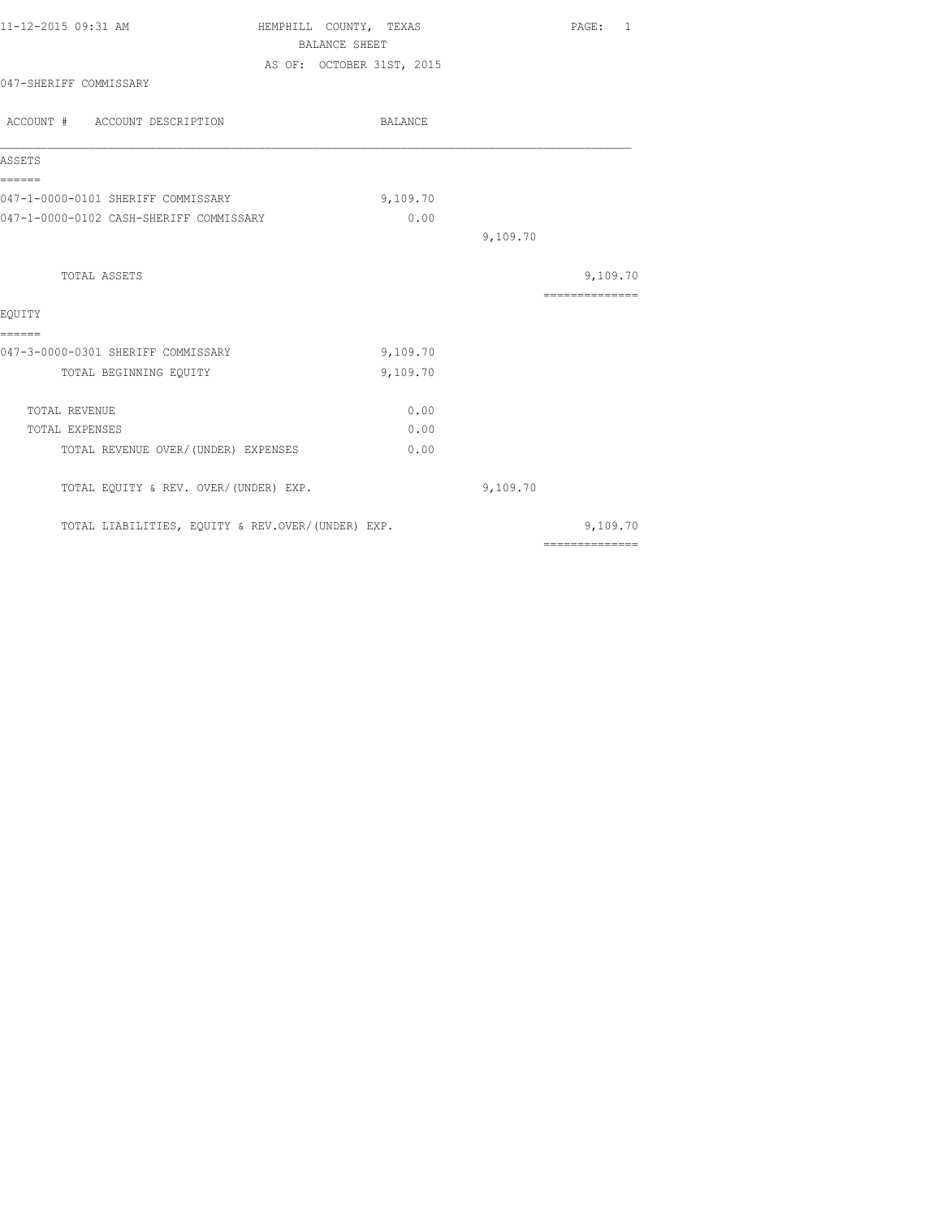11-12-2015 09:31 AM

# HEMPHILL COUNTY, TEXAS

## BALANCE SHEET

AS OF: OCTOBER 31ST, 2015

047-SHERIFF COMMISSARY

| ACCOUNT # ACCOUNT DESCRIPTION | BALANCE | | |
|---|---|---|---|
| **ASSETS** | | | |
| 047-1-0000-0101 SHERIFF COMMISSARY | 9,109.70 | | |
| 047-1-0000-0102 CASH-SHERIFF COMMISSARY | 0.00 | | |
| | | 9,109.70 | |
| TOTAL ASSETS | | | 9,109.70 |
| **EQUITY** | | | |
| 047-3-0000-0301 SHERIFF COMMISSARY | 9,109.70 | | |
| TOTAL BEGINNING EQUITY | 9,109.70 | | |
| TOTAL REVENUE | 0.00 | | |
| TOTAL EXPENSES | 0.00 | | |
| TOTAL REVENUE OVER/(UNDER) EXPENSES | 0.00 | | |
| TOTAL EQUITY & REV. OVER/(UNDER) EXP. | | 9,109.70 | |
| TOTAL LIABILITIES, EQUITY & REV.OVER/(UNDER) EXP. | | | 9,109.70 |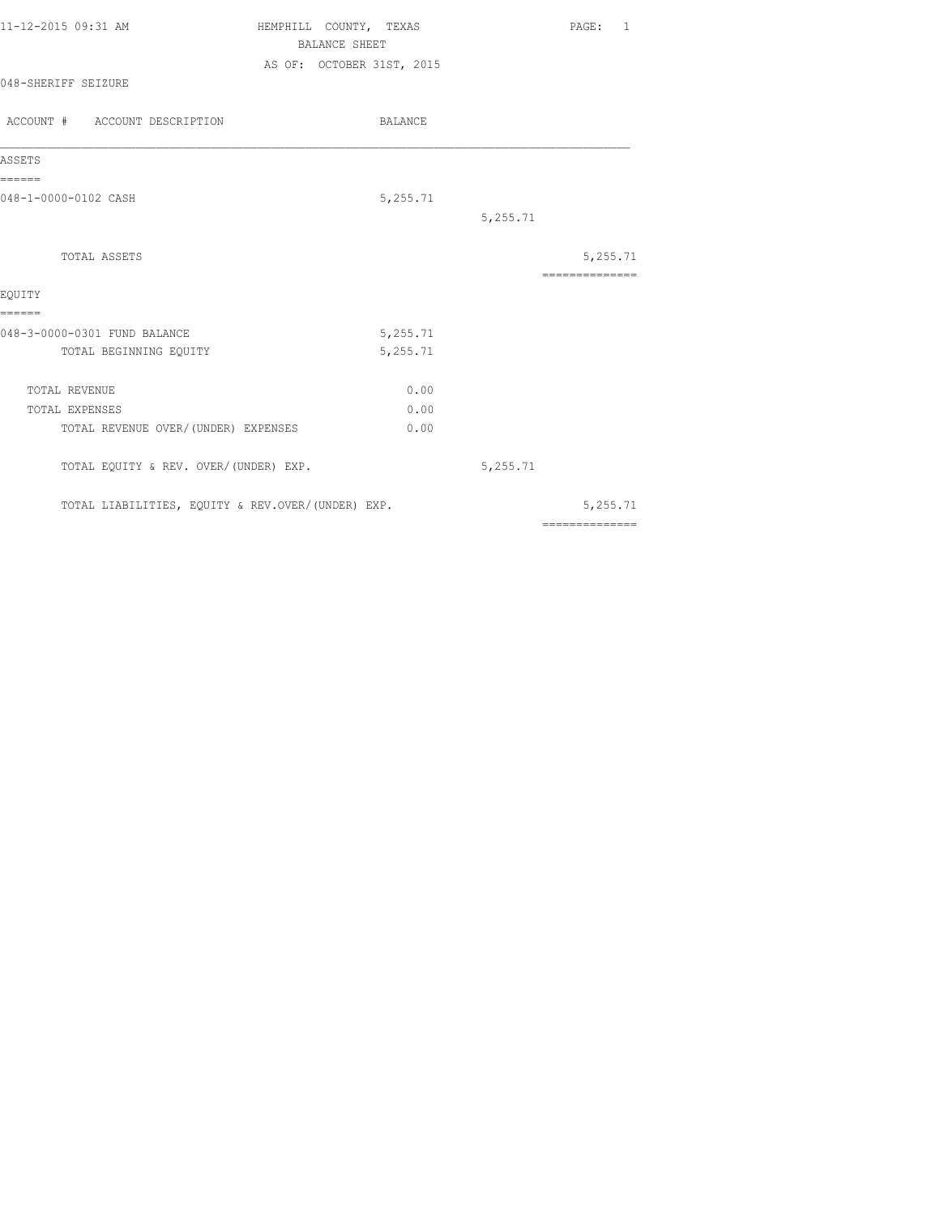11-12-2015 09:31 AM

# HEMPHILL COUNTY, TEXAS
## BALANCE SHEET
AS OF: OCTOBER 31ST, 2015

048-SHERIFF SEIZURE

| ACCOUNT # ACCOUNT DESCRIPTION | BALANCE | | |
|---|---|---|---|
| **ASSETS** | | | |
| 048-1-0000-0102 CASH | 5,255.71 | | |
| | | 5,255.71 | |
| TOTAL ASSETS | | | 5,255.71 |
| **EQUITY** | | | |
| 048-3-0000-0301 FUND BALANCE | 5,255.71 | | |
| TOTAL BEGINNING EQUITY | 5,255.71 | | |
| TOTAL REVENUE | 0.00 | | |
| TOTAL EXPENSES | 0.00 | | |
| TOTAL REVENUE OVER/(UNDER) EXPENSES | 0.00 | | |
| TOTAL EQUITY & REV. OVER/(UNDER) EXP. | | 5,255.71 | |
| TOTAL LIABILITIES, EQUITY & REV.OVER/(UNDER) EXP. | | | 5,255.71 |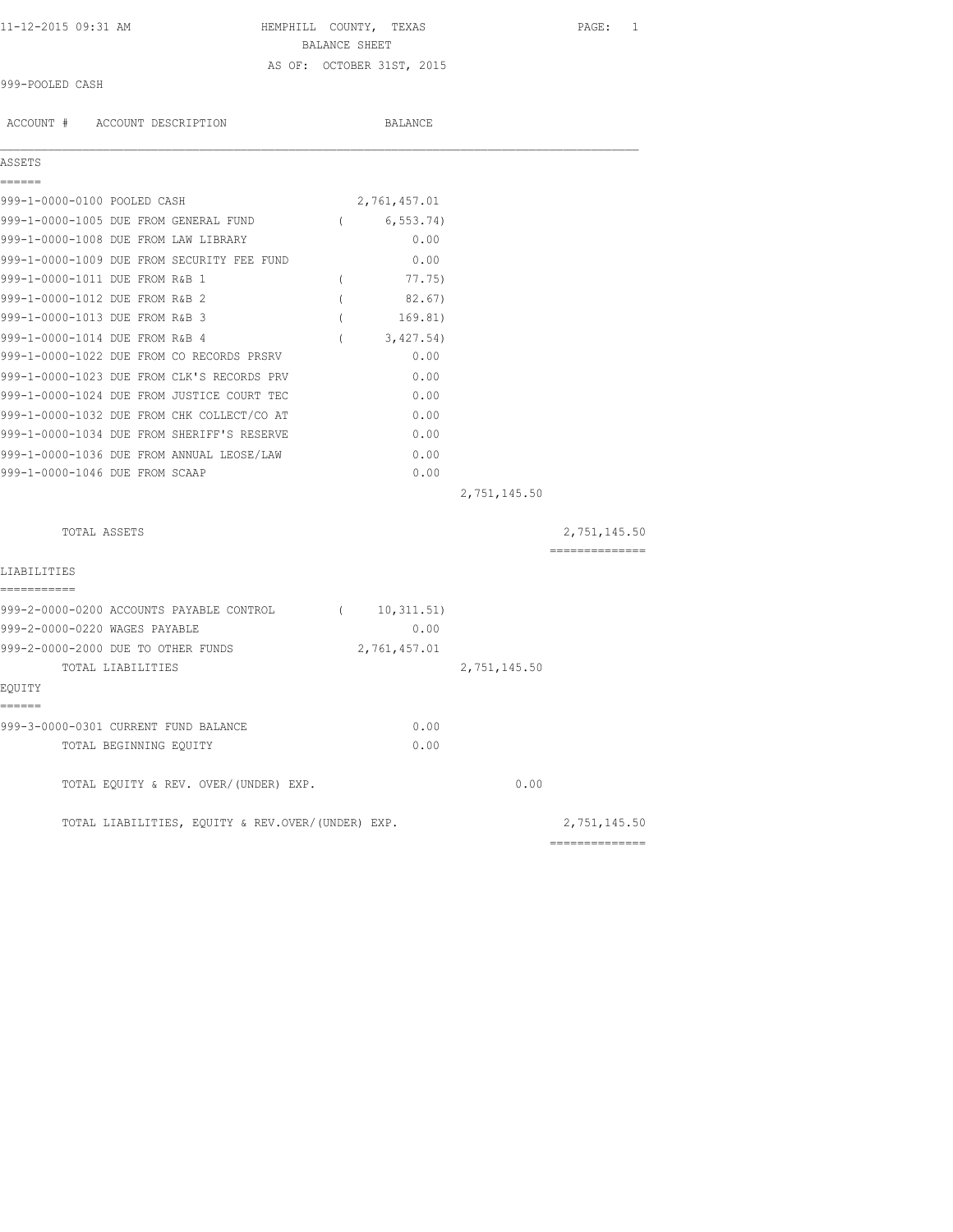11-12-2015 09:31 AM

# HEMPHILL COUNTY, TEXAS

## BALANCE SHEET

AS OF: OCTOBER 31ST, 2015

999-POOLED CASH

| ACCOUNT # ACCOUNT DESCRIPTION | BALANCE | | |
|---|---|---|---|
| **ASSETS** | | | |
| 999-1-0000-0100 POOLED CASH | 2,761,457.01 | | |
| 999-1-0000-1005 DUE FROM GENERAL FUND | ( 6,553.74) | | |
| 999-1-0000-1008 DUE FROM LAW LIBRARY | 0.00 | | |
| 999-1-0000-1009 DUE FROM SECURITY FEE FUND | 0.00 | | |
| 999-1-0000-1011 DUE FROM R&B 1 | ( 77.75) | | |
| 999-1-0000-1012 DUE FROM R&B 2 | ( 82.67) | | |
| 999-1-0000-1013 DUE FROM R&B 3 | ( 169.81) | | |
| 999-1-0000-1014 DUE FROM R&B 4 | ( 3,427.54) | | |
| 999-1-0000-1022 DUE FROM CO RECORDS PRSRV | 0.00 | | |
| 999-1-0000-1023 DUE FROM CLK'S RECORDS PRV | 0.00 | | |
| 999-1-0000-1024 DUE FROM JUSTICE COURT TEC | 0.00 | | |
| 999-1-0000-1032 DUE FROM CHK COLLECT/CO AT | 0.00 | | |
| 999-1-0000-1034 DUE FROM SHERIFF'S RESERVE | 0.00 | | |
| 999-1-0000-1036 DUE FROM ANNUAL LEOSE/LAW | 0.00 | | |
| 999-1-0000-1046 DUE FROM SCAAP | 0.00 | | |
| | | 2,751,145.50 | |
| TOTAL ASSETS | | | 2,751,145.50 |
| **LIABILITIES** | | | |
| 999-2-0000-0200 ACCOUNTS PAYABLE CONTROL | ( 10,311.51) | | |
| 999-2-0000-0220 WAGES PAYABLE | 0.00 | | |
| 999-2-0000-2000 DUE TO OTHER FUNDS | 2,761,457.01 | | |
| TOTAL LIABILITIES | | 2,751,145.50 | |
| **EQUITY** | | | |
| 999-3-0000-0301 CURRENT FUND BALANCE | 0.00 | | |
| TOTAL BEGINNING EQUITY | 0.00 | | |
| TOTAL EQUITY & REV. OVER/(UNDER) EXP. | | 0.00 | |
| TOTAL LIABILITIES, EQUITY & REV.OVER/(UNDER) EXP. | | | 2,751,145.50 |